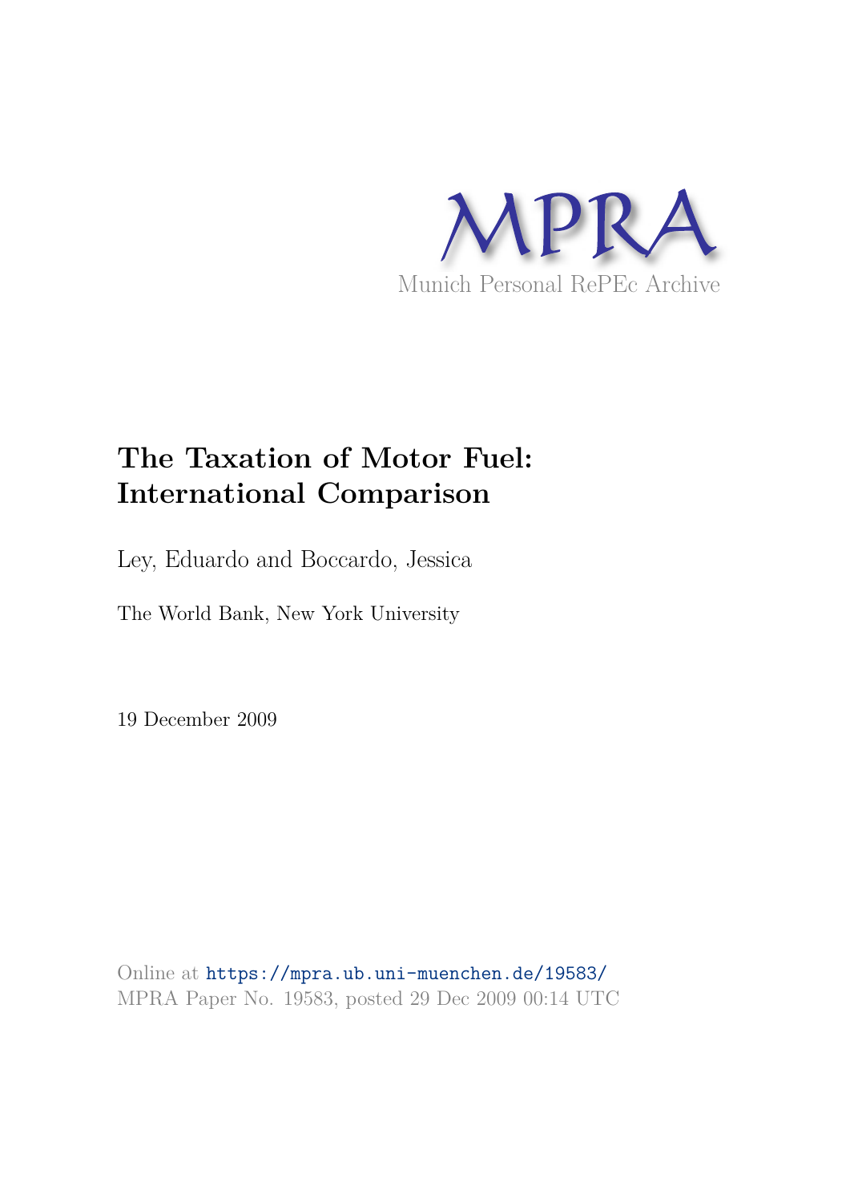MPRA

Munich Personal RePEc Archive

# The Taxation of Motor Fuel: International Comparison

Ley, Eduardo and Boccardo, Jessica

The World Bank, New York University

19 December 2009

Online at https://mpra.ub.uni-muenchen.de/19583/
MPRA Paper No. 19583, posted 29 Dec 2009 00:14 UTC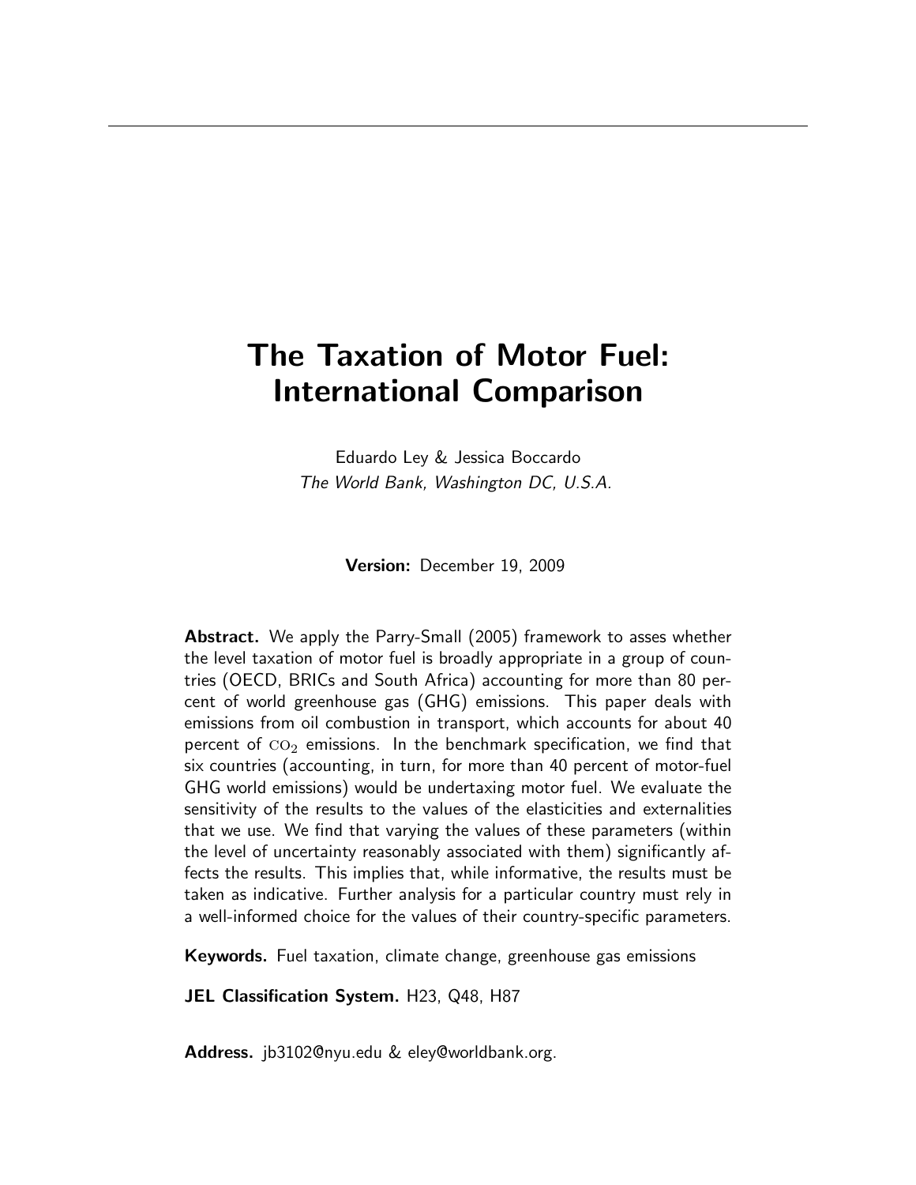# The Taxation of Motor Fuel: International Comparison

Eduardo Ley & Jessica Boccardo
*The World Bank, Washington DC, U.S.A.*

**Version:** December 19, 2009

**Abstract.** We apply the Parry-Small (2005) framework to asses whether the level taxation of motor fuel is broadly appropriate in a group of countries (OECD, BRICs and South Africa) accounting for more than 80 percent of world greenhouse gas (GHG) emissions. This paper deals with emissions from oil combustion in transport, which accounts for about 40 percent of $CO_2$ emissions. In the benchmark specification, we find that six countries (accounting, in turn, for more than 40 percent of motor-fuel GHG world emissions) would be undertaxing motor fuel. We evaluate the sensitivity of the results to the values of the elasticities and externalities that we use. We find that varying the values of these parameters (within the level of uncertainty reasonably associated with them) significantly affects the results. This implies that, while informative, the results must be taken as indicative. Further analysis for a particular country must rely in a well-informed choice for the values of their country-specific parameters.

**Keywords.** Fuel taxation, climate change, greenhouse gas emissions

**JEL Classification System.** H23, Q48, H87

**Address.** jb3102@nyu.edu & eley@worldbank.org.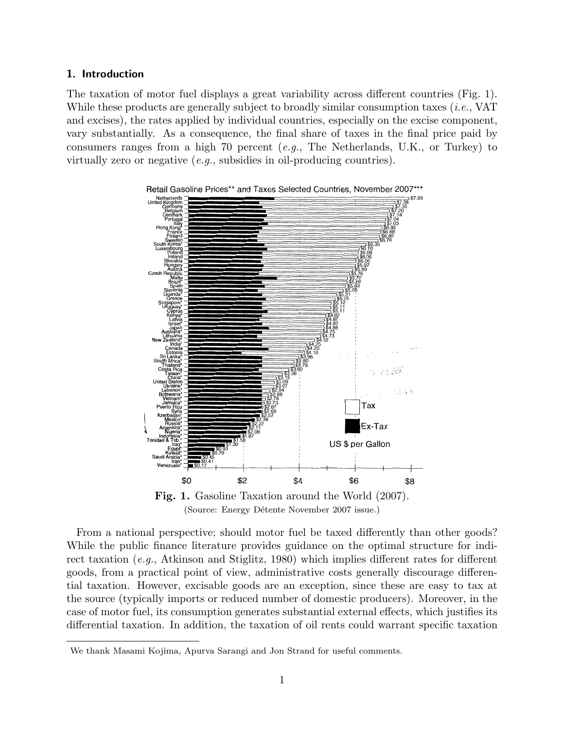## 1. Introduction

The taxation of motor fuel displays a great variability across different countries (Fig. 1). While these products are generally subject to broadly similar consumption taxes (*i.e.*, VAT and excises), the rates applied by individual countries, especially on the excise component, vary substantially. As a consequence, the final share of taxes in the final price paid by consumers ranges from a high 70 percent (*e.g.*, The Netherlands, U.K., or Turkey) to virtually zero or negative (*e.g.*, subsidies in oil-producing countries).

Retail Gasoline Prices** and Taxes Selected Countries, November 2007***

Netherlands $7.89
United Kingdom $7.38
Germany $7.33
Belgium $7.20
Denmark $7.14
Portugal $7.04
Italy $7.03
Hong Kong* $6.92
France $6.88
Finland $6.85
Sweden $6.78
South Korea* $6.35
Luxembourg $6.10
Poland $6.08
Ireland $6.06
Slovakia $6.00
Hungary $5.97
Austria $5.89
Czech Republic $5.76
Malta $5.70
Brazil* $5.68
Spain $5.63
Slovenia $5.55
Uganda* $5.31
Greece $5.25
Singapore* $5.12
Uruguay* $5.11
Cyprus $5.11
Kenya* $4.92
Latvia $4.87
Israel* $4.87
Japan $4.86
Australia* $4.75
Lithuania $4.73
New Zealand* $4.52
India* $4.25
Canada $4.20
Estonia $4.16
Sri Lanka* $3.96
South Africa* $3.80
Thailand* $3.78
Costa Rica $3.60
Taiwan* $3.38
China* $3.15
United States $3.09
Ukraine* $3.07
Lebanon* $2.94
Botswana* $2.88
Vietnam* $2.76
Jamaica* $2.73
Puerto Rico $2.67
Syria $2.66
Azerbaijan* $2.57
Mexico* $2.38
Russia* $2.22
Argentina* $2.11
Nigeria* $2.08
Indonesia* $1.87
Trinidad & Tob.* $1.56
Iraq* $1.30
Egypt* $0.93
Kuwait* $0.79
Saudi Arabia* $0.45
Iran* $0.41
Venezuela* $0.17

Tax
Ex-Tax
US $ per Gallon

$0 $2 $4 $6 $8

**Fig. 1.** Gasoline Taxation around the World (2007).
(Source: Energy Détente November 2007 issue.)

From a national perspective; should motor fuel be taxed differently than other goods? While the public finance literature provides guidance on the optimal structure for indirect taxation (*e.g.*, Atkinson and Stiglitz, 1980) which implies different rates for different goods, from a practical point of view, administrative costs generally discourage differential taxation. However, excisable goods are an exception, since these are easy to tax at the source (typically imports or reduced number of domestic producers). Moreover, in the case of motor fuel, its consumption generates substantial external effects, which justifies its differential taxation. In addition, the taxation of oil rents could warrant specific taxation

We thank Masami Kojima, Apurva Sarangi and Jon Strand for useful comments.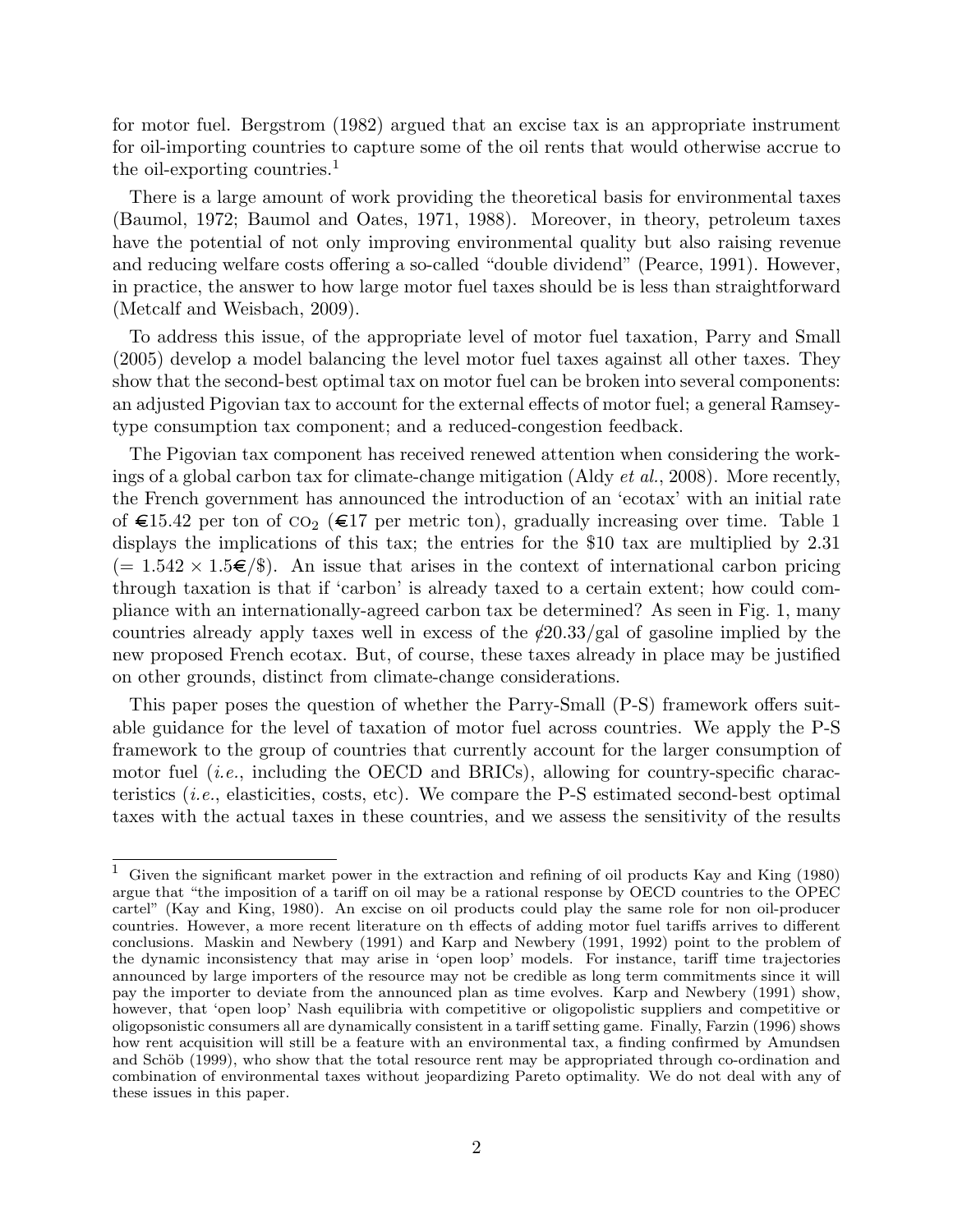for motor fuel. Bergstrom (1982) argued that an excise tax is an appropriate instrument for oil-importing countries to capture some of the oil rents that would otherwise accrue to the oil-exporting countries.[1]

There is a large amount of work providing the theoretical basis for environmental taxes (Baumol, 1972; Baumol and Oates, 1971, 1988). Moreover, in theory, petroleum taxes have the potential of not only improving environmental quality but also raising revenue and reducing welfare costs offering a so-called "double dividend" (Pearce, 1991). However, in practice, the answer to how large motor fuel taxes should be is less than straightforward (Metcalf and Weisbach, 2009).

To address this issue, of the appropriate level of motor fuel taxation, Parry and Small (2005) develop a model balancing the level motor fuel taxes against all other taxes. They show that the second-best optimal tax on motor fuel can be broken into several components: an adjusted Pigovian tax to account for the external effects of motor fuel; a general Ramsey-type consumption tax component; and a reduced-congestion feedback.

The Pigovian tax component has received renewed attention when considering the workings of a global carbon tax for climate-change mitigation (Aldy *et al.*, 2008). More recently, the French government has announced the introduction of an 'ecotax' with an initial rate of €15.42 per ton of $CO_2$ (€17 per metric ton), gradually increasing over time. Table 1 displays the implications of this tax; the entries for the \$10 tax are multiplied by 2.31 ($= 1.542 \times 1.5$€/\$). An issue that arises in the context of international carbon pricing through taxation is that if 'carbon' is already taxed to a certain extent; how could compliance with an internationally-agreed carbon tax be determined? As seen in Fig. 1, many countries already apply taxes well in excess of the ¢20.33/gal of gasoline implied by the new proposed French ecotax. But, of course, these taxes already in place may be justified on other grounds, distinct from climate-change considerations.

This paper poses the question of whether the Parry-Small (P-S) framework offers suitable guidance for the level of taxation of motor fuel across countries. We apply the P-S framework to the group of countries that currently account for the larger consumption of motor fuel (*i.e.*, including the OECD and BRICs), allowing for country-specific characteristics (*i.e.*, elasticities, costs, etc). We compare the P-S estimated second-best optimal taxes with the actual taxes in these countries, and we assess the sensitivity of the results

---

[1] Given the significant market power in the extraction and refining of oil products Kay and King (1980) argue that "the imposition of a tariff on oil may be a rational response by OECD countries to the OPEC cartel" (Kay and King, 1980). An excise on oil products could play the same role for non oil-producer countries. However, a more recent literature on th effects of adding motor fuel tariffs arrives to different conclusions. Maskin and Newbery (1991) and Karp and Newbery (1991, 1992) point to the problem of the dynamic inconsistency that may arise in 'open loop' models. For instance, tariff time trajectories announced by large importers of the resource may not be credible as long term commitments since it will pay the importer to deviate from the announced plan as time evolves. Karp and Newbery (1991) show, however, that 'open loop' Nash equilibria with competitive or oligopolistic suppliers and competitive or oligopsonistic consumers all are dynamically consistent in a tariff setting game. Finally, Farzin (1996) shows how rent acquisition will still be a feature with an environmental tax, a finding confirmed by Amundsen and Schöb (1999), who show that the total resource rent may be appropriated through co-ordination and combination of environmental taxes without jeopardizing Pareto optimality. We do not deal with any of these issues in this paper.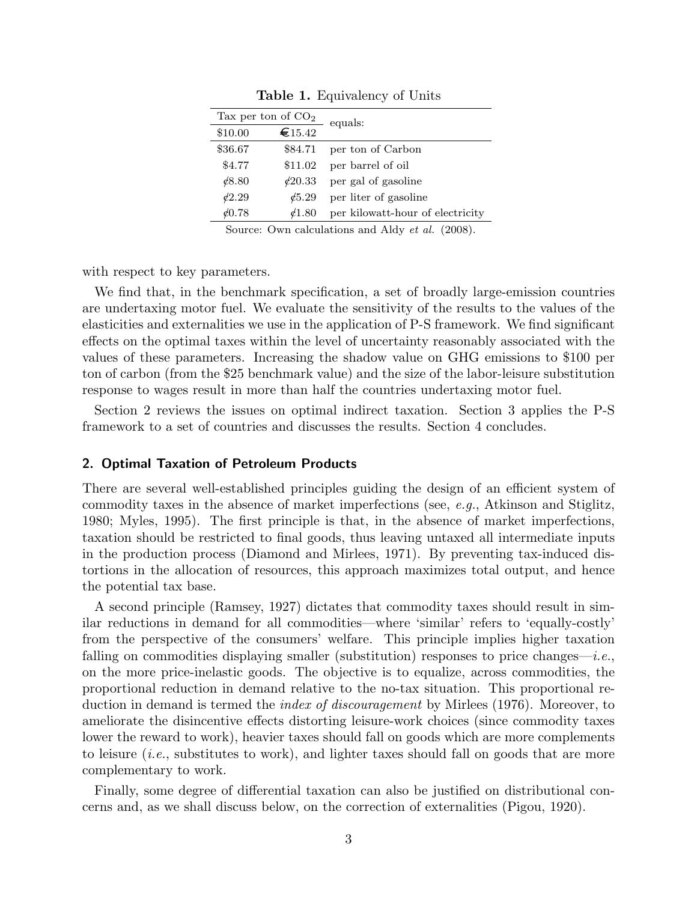**Table 1.** Equivalency of Units

| Tax per ton of $CO_2$ | | equals: |
|---|---|---|
| \$10.00 | €15.42 | |
| \$36.67 | \$84.71 | per ton of Carbon |
| \$4.77 | \$11.02 | per barrel of oil |
| ¢8.80 | ¢20.33 | per gal of gasoline |
| ¢2.29 | ¢5.29 | per liter of gasoline |
| ¢0.78 | ¢1.80 | per kilowatt-hour of electricity |

Source: Own calculations and Aldy *et al.* (2008).

with respect to key parameters.

We find that, in the benchmark specification, a set of broadly large-emission countries are undertaxing motor fuel. We evaluate the sensitivity of the results to the values of the elasticities and externalities we use in the application of P-S framework. We find significant effects on the optimal taxes within the level of uncertainty reasonably associated with the values of these parameters. Increasing the shadow value on GHG emissions to \$100 per ton of carbon (from the \$25 benchmark value) and the size of the labor-leisure substitution response to wages result in more than half the countries undertaxing motor fuel.

Section 2 reviews the issues on optimal indirect taxation. Section 3 applies the P-S framework to a set of countries and discusses the results. Section 4 concludes.

## 2. Optimal Taxation of Petroleum Products

There are several well-established principles guiding the design of an efficient system of commodity taxes in the absence of market imperfections (see, *e.g.*, Atkinson and Stiglitz, 1980; Myles, 1995). The first principle is that, in the absence of market imperfections, taxation should be restricted to final goods, thus leaving untaxed all intermediate inputs in the production process (Diamond and Mirlees, 1971). By preventing tax-induced distortions in the allocation of resources, this approach maximizes total output, and hence the potential tax base.

A second principle (Ramsey, 1927) dictates that commodity taxes should result in similar reductions in demand for all commodities—where 'similar' refers to 'equally-costly' from the perspective of the consumers' welfare. This principle implies higher taxation falling on commodities displaying smaller (substitution) responses to price changes—*i.e.*, on the more price-inelastic goods. The objective is to equalize, across commodities, the proportional reduction in demand relative to the no-tax situation. This proportional reduction in demand is termed the *index of discouragement* by Mirlees (1976). Moreover, to ameliorate the disincentive effects distorting leisure-work choices (since commodity taxes lower the reward to work), heavier taxes should fall on goods which are more complements to leisure (*i.e.*, substitutes to work), and lighter taxes should fall on goods that are more complementary to work.

Finally, some degree of differential taxation can also be justified on distributional concerns and, as we shall discuss below, on the correction of externalities (Pigou, 1920).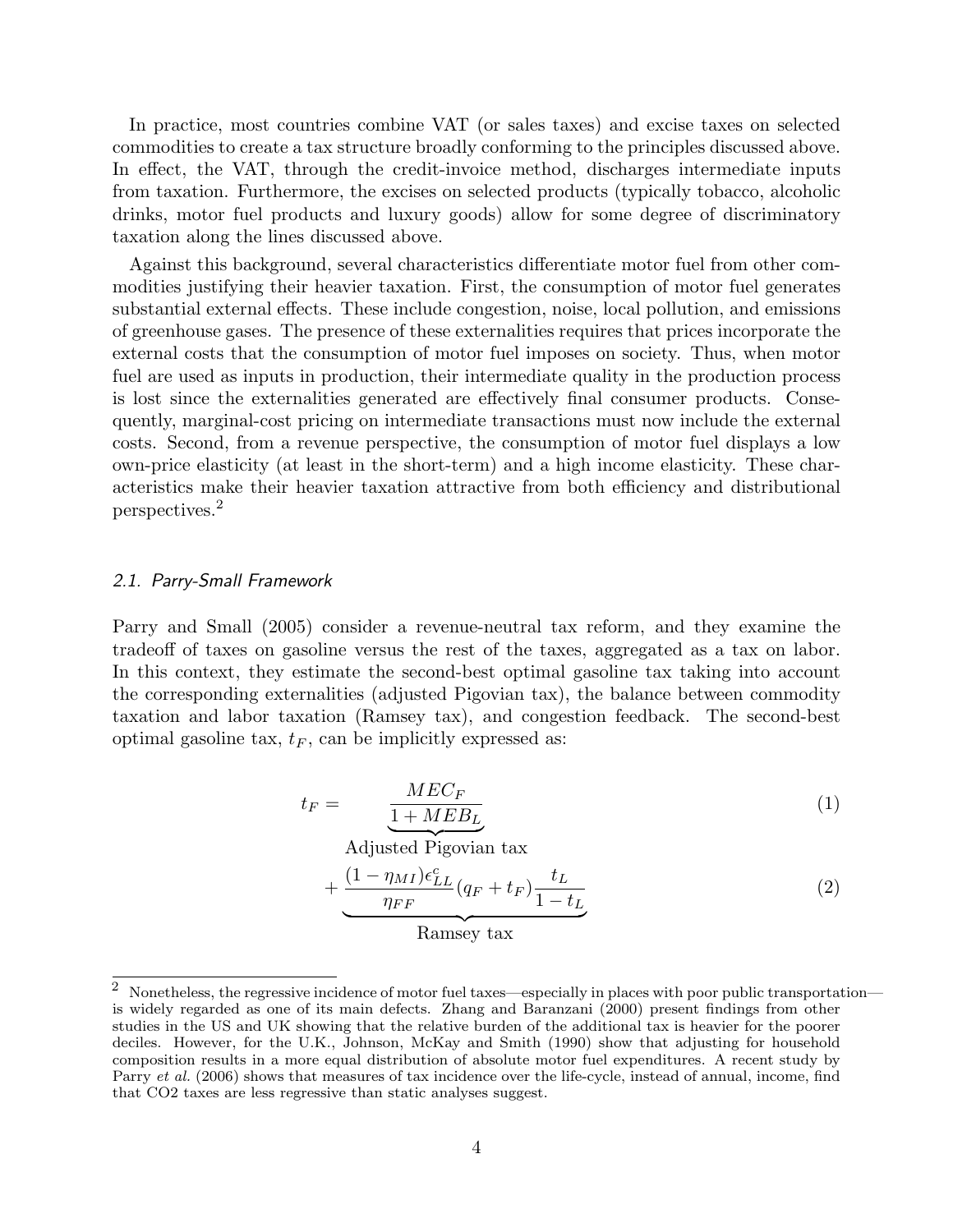In practice, most countries combine VAT (or sales taxes) and excise taxes on selected commodities to create a tax structure broadly conforming to the principles discussed above. In effect, the VAT, through the credit-invoice method, discharges intermediate inputs from taxation. Furthermore, the excises on selected products (typically tobacco, alcoholic drinks, motor fuel products and luxury goods) allow for some degree of discriminatory taxation along the lines discussed above.

Against this background, several characteristics differentiate motor fuel from other commodities justifying their heavier taxation. First, the consumption of motor fuel generates substantial external effects. These include congestion, noise, local pollution, and emissions of greenhouse gases. The presence of these externalities requires that prices incorporate the external costs that the consumption of motor fuel imposes on society. Thus, when motor fuel are used as inputs in production, their intermediate quality in the production process is lost since the externalities generated are effectively final consumer products. Consequently, marginal-cost pricing on intermediate transactions must now include the external costs. Second, from a revenue perspective, the consumption of motor fuel displays a low own-price elasticity (at least in the short-term) and a high income elasticity. These characteristics make their heavier taxation attractive from both efficiency and distributional perspectives.[2]

### *2.1. Parry-Small Framework*

Parry and Small (2005) consider a revenue-neutral tax reform, and they examine the tradeoff of taxes on gasoline versus the rest of the taxes, aggregated as a tax on labor. In this context, they estimate the second-best optimal gasoline tax taking into account the corresponding externalities (adjusted Pigovian tax), the balance between commodity taxation and labor taxation (Ramsey tax), and congestion feedback. The second-best optimal gasoline tax, $t_F$, can be implicitly expressed as:

$$t_F = \underbrace{\frac{MEC_F}{1 + MEB_L}}_{\text{Adjusted Pigovian tax}} \tag{1}$$

$$+ \underbrace{\frac{(1 - \eta_{MI})\epsilon^c_{LL}}{\eta_{FF}}(q_F + t_F)\frac{t_L}{1 - t_L}}_{\text{Ramsey tax}} \tag{2}$$

[2] Nonetheless, the regressive incidence of motor fuel taxes—especially in places with poor public transportation—is widely regarded as one of its main defects. Zhang and Baranzani (2000) present findings from other studies in the US and UK showing that the relative burden of the additional tax is heavier for the poorer deciles. However, for the U.K., Johnson, McKay and Smith (1990) show that adjusting for household composition results in a more equal distribution of absolute motor fuel expenditures. A recent study by Parry *et al.* (2006) shows that measures of tax incidence over the life-cycle, instead of annual, income, find that CO2 taxes are less regressive than static analyses suggest.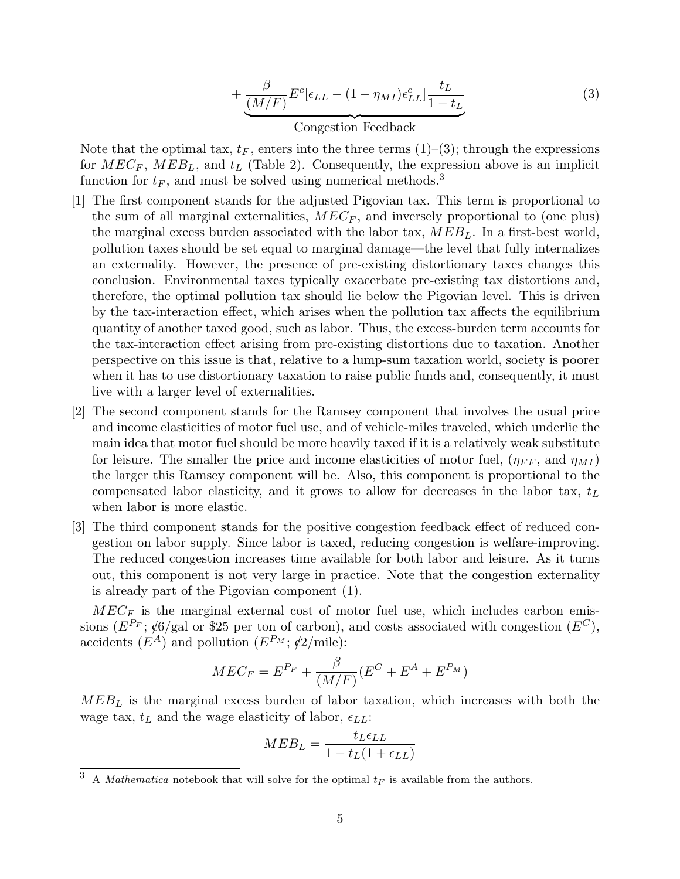$$+\underbrace{\frac{\beta}{(M/F)}E^c[\epsilon_{LL} - (1-\eta_{MI})\epsilon^c_{LL}]\frac{t_L}{1-t_L}}_{\text{Congestion Feedback}} \tag{3}$$

Note that the optimal tax, $t_F$, enters into the three terms (1)–(3); through the expressions for $MEC_F$, $MEB_L$, and $t_L$ (Table 2). Consequently, the expression above is an implicit function for $t_F$, and must be solved using numerical methods.[3]

[1] The first component stands for the adjusted Pigovian tax. This term is proportional to the sum of all marginal externalities, $MEC_F$, and inversely proportional to (one plus) the marginal excess burden associated with the labor tax, $MEB_L$. In a first-best world, pollution taxes should be set equal to marginal damage—the level that fully internalizes an externality. However, the presence of pre-existing distortionary taxes changes this conclusion. Environmental taxes typically exacerbate pre-existing tax distortions and, therefore, the optimal pollution tax should lie below the Pigovian level. This is driven by the tax-interaction effect, which arises when the pollution tax affects the equilibrium quantity of another taxed good, such as labor. Thus, the excess-burden term accounts for the tax-interaction effect arising from pre-existing distortions due to taxation. Another perspective on this issue is that, relative to a lump-sum taxation world, society is poorer when it has to use distortionary taxation to raise public funds and, consequently, it must live with a larger level of externalities.

[2] The second component stands for the Ramsey component that involves the usual price and income elasticities of motor fuel use, and of vehicle-miles traveled, which underlie the main idea that motor fuel should be more heavily taxed if it is a relatively weak substitute for leisure. The smaller the price and income elasticities of motor fuel, ($\eta_{FF}$, and $\eta_{MI}$) the larger this Ramsey component will be. Also, this component is proportional to the compensated labor elasticity, and it grows to allow for decreases in the labor tax, $t_L$ when labor is more elastic.

[3] The third component stands for the positive congestion feedback effect of reduced congestion on labor supply. Since labor is taxed, reducing congestion is welfare-improving. The reduced congestion increases time available for both labor and leisure. As it turns out, this component is not very large in practice. Note that the congestion externality is already part of the Pigovian component (1).

$MEC_F$ is the marginal external cost of motor fuel use, which includes carbon emissions ($E^{P_F}$; ¢6/gal or \$25 per ton of carbon), and costs associated with congestion ($E^C$), accidents ($E^A$) and pollution ($E^{P_M}$; ¢2/mile):

$$MEC_F = E^{P_F} + \frac{\beta}{(M/F)}(E^C + E^A + E^{P_M})$$

$MEB_L$ is the marginal excess burden of labor taxation, which increases with both the wage tax, $t_L$ and the wage elasticity of labor, $\epsilon_{LL}$:

$$MEB_L = \frac{t_L \epsilon_{LL}}{1 - t_L(1 + \epsilon_{LL})}$$

[3] A *Mathematica* notebook that will solve for the optimal $t_F$ is available from the authors.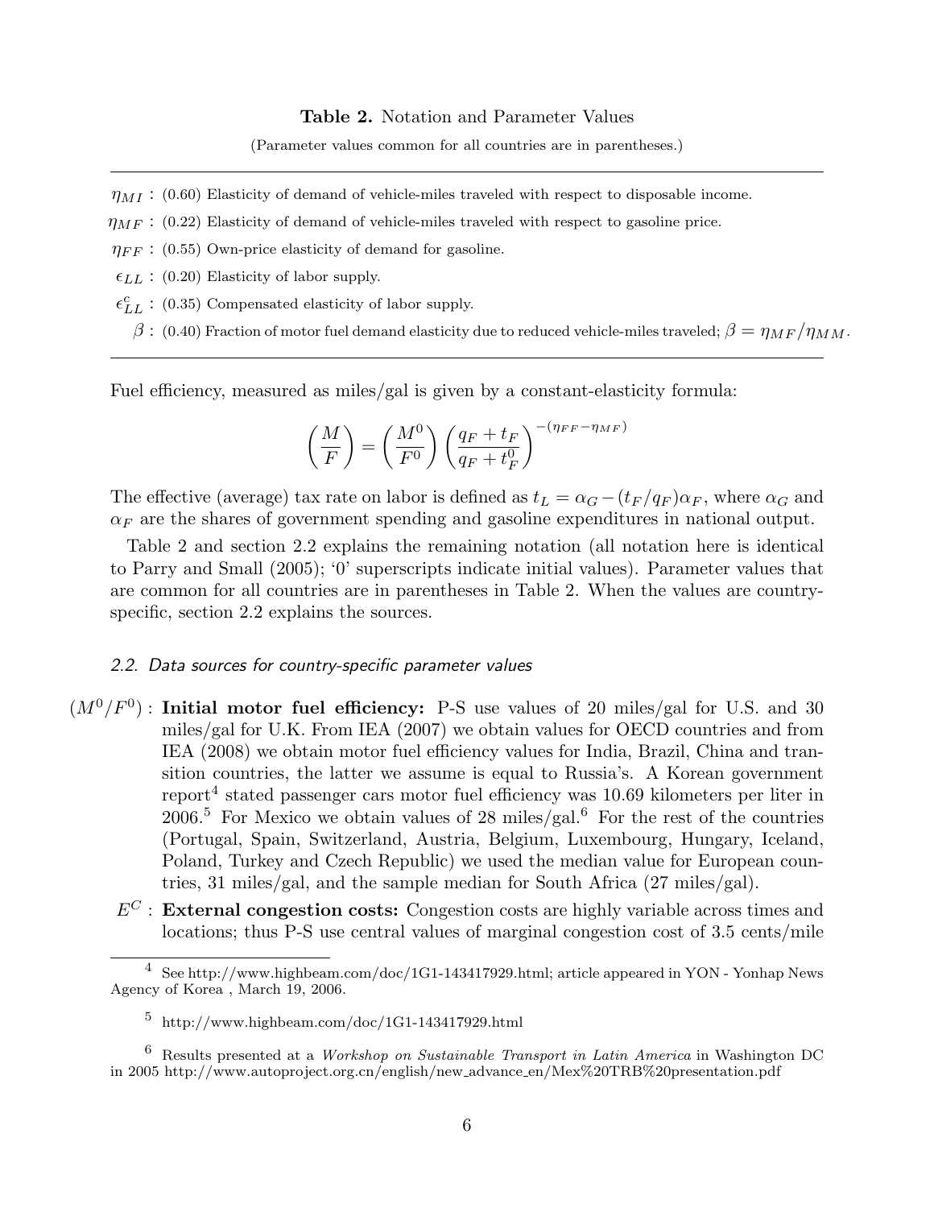**Table 2.** Notation and Parameter Values

(Parameter values common for all countries are in parentheses.)

$\eta_{MI}$ : (0.60) Elasticity of demand of vehicle-miles traveled with respect to disposable income.

$\eta_{MF}$ : (0.22) Elasticity of demand of vehicle-miles traveled with respect to gasoline price.

$\eta_{FF}$ : (0.55) Own-price elasticity of demand for gasoline.

$\epsilon_{LL}$ : (0.20) Elasticity of labor supply.

$\epsilon^c_{LL}$ : (0.35) Compensated elasticity of labor supply.

$\beta$ : (0.40) Fraction of motor fuel demand elasticity due to reduced vehicle-miles traveled; $\beta = \eta_{MF}/\eta_{MM}$.

Fuel efficiency, measured as miles/gal is given by a constant-elasticity formula:

$$\left(\frac{M}{F}\right) = \left(\frac{M^0}{F^0}\right)\left(\frac{q_F + t_F}{q_F + t_F^0}\right)^{-(\eta_{FF} - \eta_{MF})}$$

The effective (average) tax rate on labor is defined as $t_L = \alpha_G - (t_F/q_F)\alpha_F$, where $\alpha_G$ and $\alpha_F$ are the shares of government spending and gasoline expenditures in national output.

Table 2 and section 2.2 explains the remaining notation (all notation here is identical to Parry and Small (2005); '0' superscripts indicate initial values). Parameter values that are common for all countries are in parentheses in Table 2. When the values are country-specific, section 2.2 explains the sources.

### *2.2. Data sources for country-specific parameter values*

$(M^0/F^0)$ : **Initial motor fuel efficiency:** P-S use values of 20 miles/gal for U.S. and 30 miles/gal for U.K. From IEA (2007) we obtain values for OECD countries and from IEA (2008) we obtain motor fuel efficiency values for India, Brazil, China and transition countries, the latter we assume is equal to Russia's. A Korean government report[4] stated passenger cars motor fuel efficiency was 10.69 kilometers per liter in 2006.[5] For Mexico we obtain values of 28 miles/gal.[6] For the rest of the countries (Portugal, Spain, Switzerland, Austria, Belgium, Luxembourg, Hungary, Iceland, Poland, Turkey and Czech Republic) we used the median value for European countries, 31 miles/gal, and the sample median for South Africa (27 miles/gal).

$E^C$ : **External congestion costs:** Congestion costs are highly variable across times and locations; thus P-S use central values of marginal congestion cost of 3.5 cents/mile

[4] See http://www.highbeam.com/doc/1G1-143417929.html; article appeared in YON - Yonhap News Agency of Korea , March 19, 2006.

[5] http://www.highbeam.com/doc/1G1-143417929.html

[6] Results presented at a *Workshop on Sustainable Transport in Latin America* in Washington DC in 2005 http://www.autoproject.org.cn/english/new_advance_en/Mex%20TRB%20presentation.pdf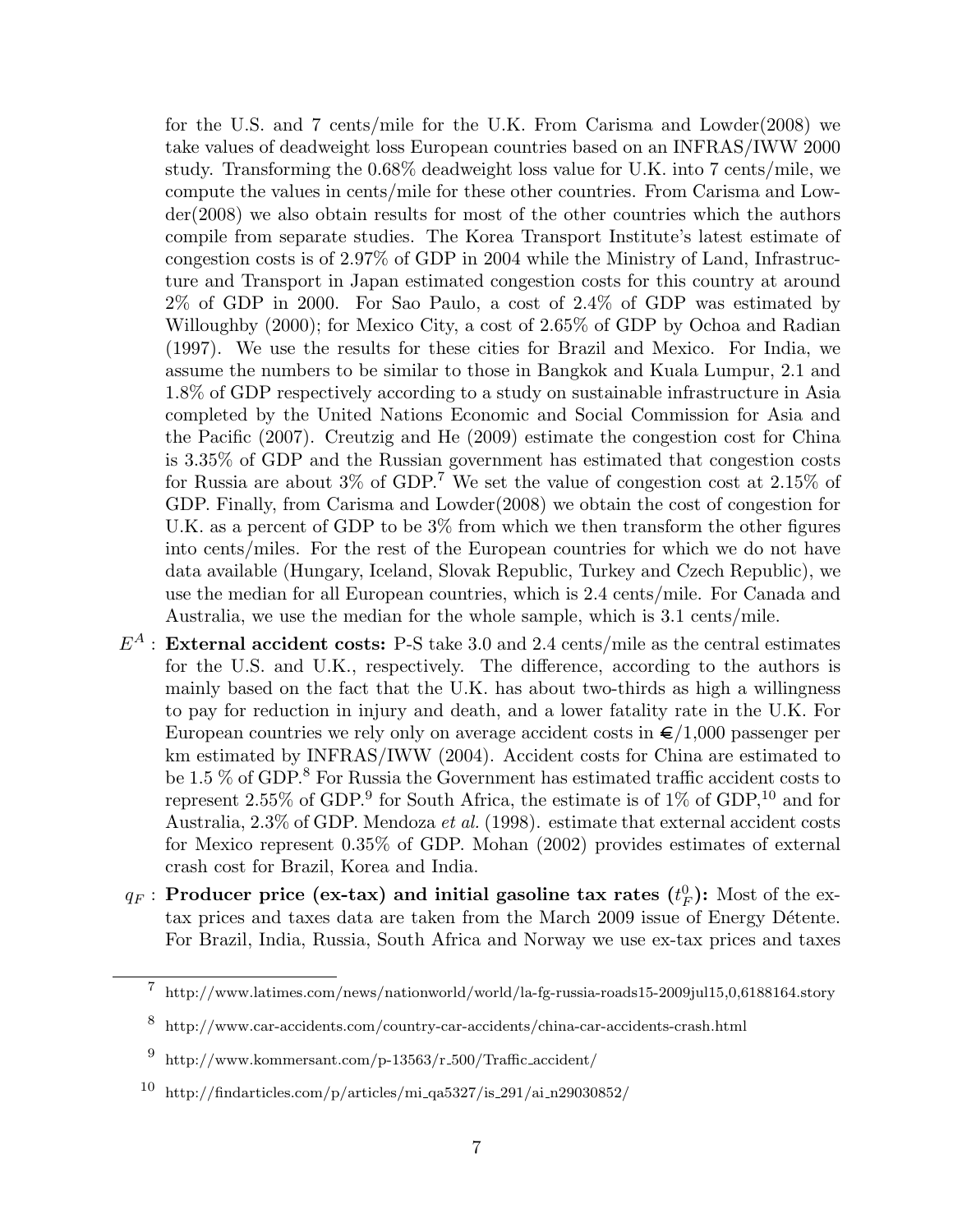for the U.S. and 7 cents/mile for the U.K. From Carisma and Lowder(2008) we take values of deadweight loss European countries based on an INFRAS/IWW 2000 study. Transforming the 0.68% deadweight loss value for U.K. into 7 cents/mile, we compute the values in cents/mile for these other countries. From Carisma and Lowder(2008) we also obtain results for most of the other countries which the authors compile from separate studies. The Korea Transport Institute's latest estimate of congestion costs is of 2.97% of GDP in 2004 while the Ministry of Land, Infrastructure and Transport in Japan estimated congestion costs for this country at around 2% of GDP in 2000. For Sao Paulo, a cost of 2.4% of GDP was estimated by Willoughby (2000); for Mexico City, a cost of 2.65% of GDP by Ochoa and Radian (1997). We use the results for these cities for Brazil and Mexico. For India, we assume the numbers to be similar to those in Bangkok and Kuala Lumpur, 2.1 and 1.8% of GDP respectively according to a study on sustainable infrastructure in Asia completed by the United Nations Economic and Social Commission for Asia and the Pacific (2007). Creutzig and He (2009) estimate the congestion cost for China is 3.35% of GDP and the Russian government has estimated that congestion costs for Russia are about 3% of GDP.[7] We set the value of congestion cost at 2.15% of GDP. Finally, from Carisma and Lowder(2008) we obtain the cost of congestion for U.K. as a percent of GDP to be 3% from which we then transform the other figures into cents/miles. For the rest of the European countries for which we do not have data available (Hungary, Iceland, Slovak Republic, Turkey and Czech Republic), we use the median for all European countries, which is 2.4 cents/mile. For Canada and Australia, we use the median for the whole sample, which is 3.1 cents/mile.

$E^A$ : **External accident costs:** P-S take 3.0 and 2.4 cents/mile as the central estimates for the U.S. and U.K., respectively. The difference, according to the authors is mainly based on the fact that the U.K. has about two-thirds as high a willingness to pay for reduction in injury and death, and a lower fatality rate in the U.K. For European countries we rely only on average accident costs in €/1,000 passenger per km estimated by INFRAS/IWW (2004). Accident costs for China are estimated to be 1.5 % of GDP.[8] For Russia the Government has estimated traffic accident costs to represent 2.55% of GDP.[9] for South Africa, the estimate is of 1% of GDP,[10] and for Australia, 2.3% of GDP. Mendoza *et al.* (1998). estimate that external accident costs for Mexico represent 0.35% of GDP. Mohan (2002) provides estimates of external crash cost for Brazil, Korea and India.

$q_F$ : **Producer price (ex-tax) and initial gasoline tax rates ($t_F^0$):** Most of the ex-tax prices and taxes data are taken from the March 2009 issue of Energy Détente. For Brazil, India, Russia, South Africa and Norway we use ex-tax prices and taxes

---

[7] http://www.latimes.com/news/nationworld/world/la-fg-russia-roads15-2009jul15,0,6188164.story

[8] http://www.car-accidents.com/country-car-accidents/china-car-accidents-crash.html

[9] http://www.kommersant.com/p-13563/r_500/Traffic_accident/

[10] http://findarticles.com/p/articles/mi_qa5327/is_291/ai_n29030852/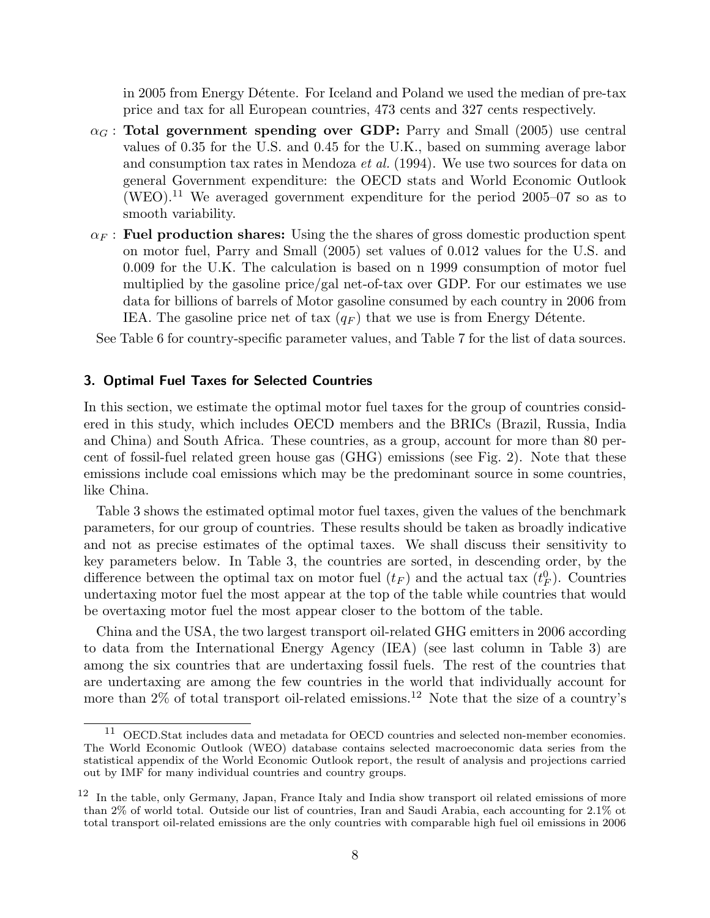in 2005 from Energy Détente. For Iceland and Poland we used the median of pre-tax price and tax for all European countries, 473 cents and 327 cents respectively.

$\alpha_G$ : **Total government spending over GDP:** Parry and Small (2005) use central values of 0.35 for the U.S. and 0.45 for the U.K., based on summing average labor and consumption tax rates in Mendoza *et al.* (1994). We use two sources for data on general Government expenditure: the OECD stats and World Economic Outlook (WEO).[11] We averaged government expenditure for the period 2005–07 so as to smooth variability.

$\alpha_F$ : **Fuel production shares:** Using the the shares of gross domestic production spent on motor fuel, Parry and Small (2005) set values of 0.012 values for the U.S. and 0.009 for the U.K. The calculation is based on n 1999 consumption of motor fuel multiplied by the gasoline price/gal net-of-tax over GDP. For our estimates we use data for billions of barrels of Motor gasoline consumed by each country in 2006 from IEA. The gasoline price net of tax ($q_F$) that we use is from Energy Détente.

See Table 6 for country-specific parameter values, and Table 7 for the list of data sources.

## 3. Optimal Fuel Taxes for Selected Countries

In this section, we estimate the optimal motor fuel taxes for the group of countries considered in this study, which includes OECD members and the BRICs (Brazil, Russia, India and China) and South Africa. These countries, as a group, account for more than 80 percent of fossil-fuel related green house gas (GHG) emissions (see Fig. 2). Note that these emissions include coal emissions which may be the predominant source in some countries, like China.

Table 3 shows the estimated optimal motor fuel taxes, given the values of the benchmark parameters, for our group of countries. These results should be taken as broadly indicative and not as precise estimates of the optimal taxes. We shall discuss their sensitivity to key parameters below. In Table 3, the countries are sorted, in descending order, by the difference between the optimal tax on motor fuel ($t_F$) and the actual tax ($t_F^0$). Countries undertaxing motor fuel the most appear at the top of the table while countries that would be overtaxing motor fuel the most appear closer to the bottom of the table.

China and the USA, the two largest transport oil-related GHG emitters in 2006 according to data from the International Energy Agency (IEA) (see last column in Table 3) are among the six countries that are undertaxing fossil fuels. The rest of the countries that are undertaxing are among the few countries in the world that individually account for more than 2% of total transport oil-related emissions.[12] Note that the size of a country's

[11] OECD.Stat includes data and metadata for OECD countries and selected non-member economies. The World Economic Outlook (WEO) database contains selected macroeconomic data series from the statistical appendix of the World Economic Outlook report, the result of analysis and projections carried out by IMF for many individual countries and country groups.

[12] In the table, only Germany, Japan, France Italy and India show transport oil related emissions of more than 2% of world total. Outside our list of countries, Iran and Saudi Arabia, each accounting for 2.1% ot total transport oil-related emissions are the only countries with comparable high fuel oil emissions in 2006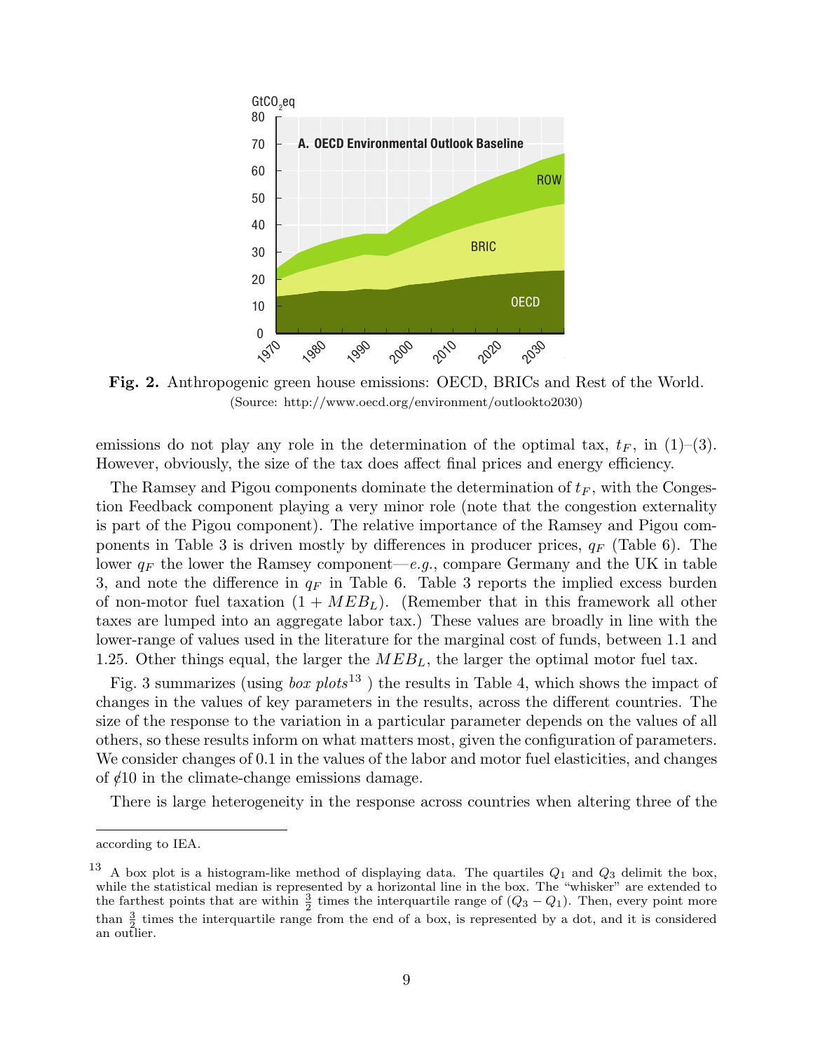GtCO$_2$eq

80

70

60

50

40

30

20

10

0

A. OECD Environmental Outlook Baseline

ROW

BRIC

OECD

1970 1980 1990 2000 2010 2020 2030

**Fig. 2.** Anthropogenic green house emissions: OECD, BRICs and Rest of the World. (Source: http://www.oecd.org/environment/outlookto2030)

emissions do not play any role in the determination of the optimal tax, $t_F$, in (1)–(3). However, obviously, the size of the tax does affect final prices and energy efficiency.

The Ramsey and Pigou components dominate the determination of $t_F$, with the Congestion Feedback component playing a very minor role (note that the congestion externality is part of the Pigou component). The relative importance of the Ramsey and Pigou components in Table 3 is driven mostly by differences in producer prices, $q_F$ (Table 6). The lower $q_F$ the lower the Ramsey component—*e.g.*, compare Germany and the UK in table 3, and note the difference in $q_F$ in Table 6. Table 3 reports the implied excess burden of non-motor fuel taxation $(1 + MEB_L)$. (Remember that in this framework all other taxes are lumped into an aggregate labor tax.) These values are broadly in line with the lower-range of values used in the literature for the marginal cost of funds, between 1.1 and 1.25. Other things equal, the larger the $MEB_L$, the larger the optimal motor fuel tax.

Fig. 3 summarizes (using *box plots*[13] ) the results in Table 4, which shows the impact of changes in the values of key parameters in the results, across the different countries. The size of the response to the variation in a particular parameter depends on the values of all others, so these results inform on what matters most, given the configuration of parameters. We consider changes of 0.1 in the values of the labor and motor fuel elasticities, and changes of ¢10 in the climate-change emissions damage.

There is large heterogeneity in the response across countries when altering three of the

according to IEA.

[13] A box plot is a histogram-like method of displaying data. The quartiles $Q_1$ and $Q_3$ delimit the box, while the statistical median is represented by a horizontal line in the box. The "whisker" are extended to the farthest points that are within $\frac{3}{2}$ times the interquartile range of $(Q_3 - Q_1)$. Then, every point more than $\frac{3}{2}$ times the interquartile range from the end of a box, is represented by a dot, and it is considered an outlier.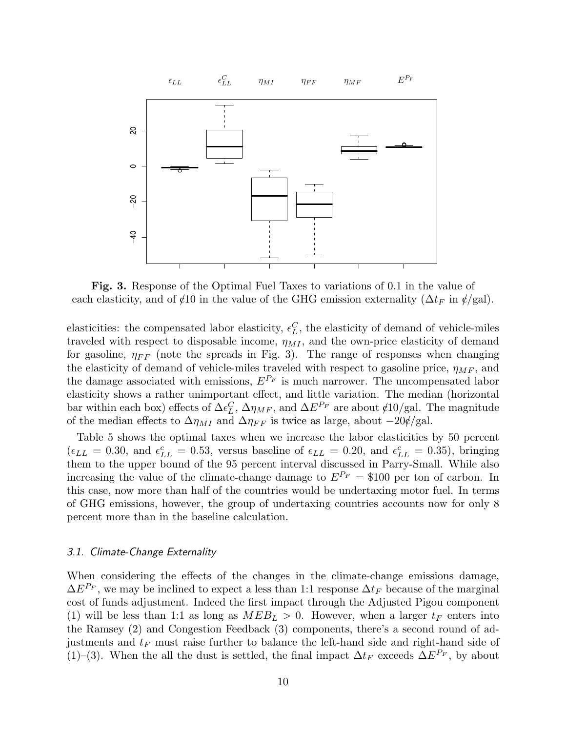$\epsilon_{LL}$ $\epsilon_{LL}^{C}$ $\eta_{MI}$ $\eta_{FF}$ $\eta_{MF}$ $E^{P_F}$

20

0

−20

−40

**Fig. 3.** Response of the Optimal Fuel Taxes to variations of 0.1 in the value of each elasticity, and of ¢10 in the value of the GHG emission externality ($\Delta t_F$ in ¢/gal).

elasticities: the compensated labor elasticity, $\epsilon_L^C$, the elasticity of demand of vehicle-miles traveled with respect to disposable income, $\eta_{MI}$, and the own-price elasticity of demand for gasoline, $\eta_{FF}$ (note the spreads in Fig. 3). The range of responses when changing the elasticity of demand of vehicle-miles traveled with respect to gasoline price, $\eta_{MF}$, and the damage associated with emissions, $E^{P_F}$ is much narrower. The uncompensated labor elasticity shows a rather unimportant effect, and little variation. The median (horizontal bar within each box) effects of $\Delta\epsilon_L^C$, $\Delta\eta_{MF}$, and $\Delta E^{P_F}$ are about ¢10/gal. The magnitude of the median effects to $\Delta\eta_{MI}$ and $\Delta\eta_{FF}$ is twice as large, about −20¢/gal.

Table 5 shows the optimal taxes when we increase the labor elasticities by 50 percent ($\epsilon_{LL} = 0.30$, and $\epsilon_{LL}^c = 0.53$, versus baseline of $\epsilon_{LL} = 0.20$, and $\epsilon_{LL}^c = 0.35$), bringing them to the upper bound of the 95 percent interval discussed in Parry-Small. While also increasing the value of the climate-change damage to $E^{P_F} = \$100$ per ton of carbon. In this case, now more than half of the countries would be undertaxing motor fuel. In terms of GHG emissions, however, the group of undertaxing countries accounts now for only 8 percent more than in the baseline calculation.

### *3.1. Climate-Change Externality*

When considering the effects of the changes in the climate-change emissions damage, $\Delta E^{P_F}$, we may be inclined to expect a less than 1:1 response $\Delta t_F$ because of the marginal cost of funds adjustment. Indeed the first impact through the Adjusted Pigou component (1) will be less than 1:1 as long as $MEB_L > 0$. However, when a larger $t_F$ enters into the Ramsey (2) and Congestion Feedback (3) components, there's a second round of adjustments and $t_F$ must raise further to balance the left-hand side and right-hand side of (1)–(3). When the all the dust is settled, the final impact $\Delta t_F$ exceeds $\Delta E^{P_F}$, by about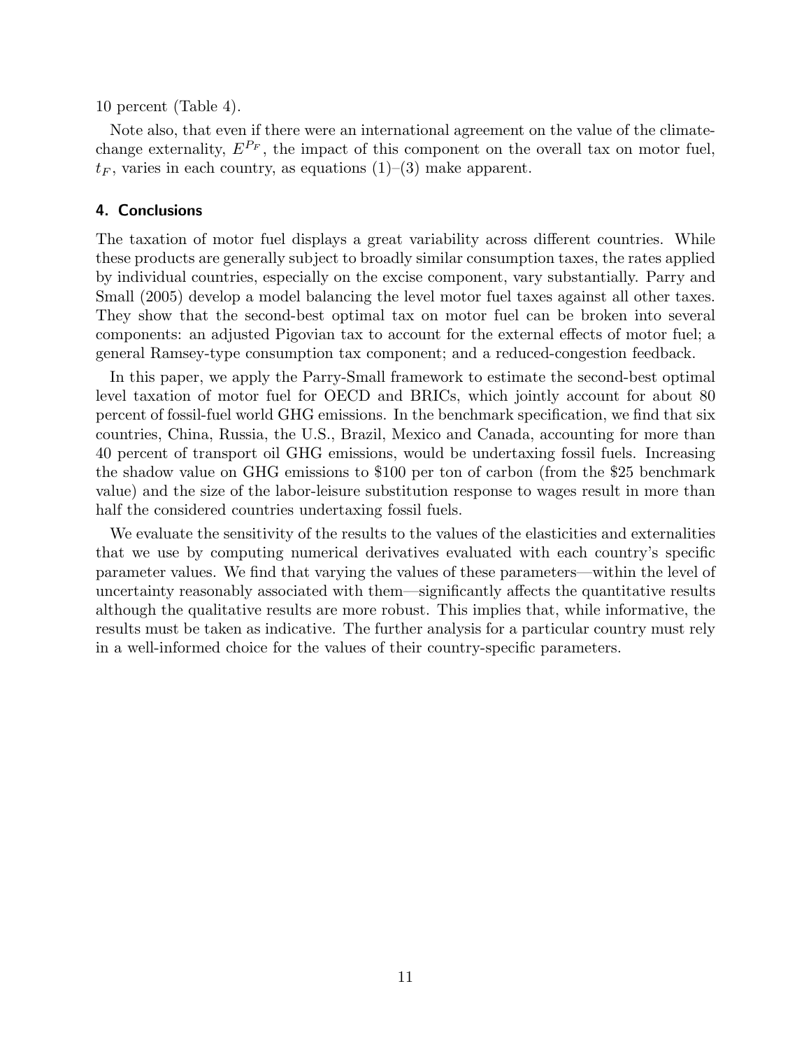10 percent (Table 4).

Note also, that even if there were an international agreement on the value of the climate-change externality, $E^{P_F}$, the impact of this component on the overall tax on motor fuel, $t_F$, varies in each country, as equations (1)–(3) make apparent.

## 4. Conclusions

The taxation of motor fuel displays a great variability across different countries. While these products are generally subject to broadly similar consumption taxes, the rates applied by individual countries, especially on the excise component, vary substantially. Parry and Small (2005) develop a model balancing the level motor fuel taxes against all other taxes. They show that the second-best optimal tax on motor fuel can be broken into several components: an adjusted Pigovian tax to account for the external effects of motor fuel; a general Ramsey-type consumption tax component; and a reduced-congestion feedback.

In this paper, we apply the Parry-Small framework to estimate the second-best optimal level taxation of motor fuel for OECD and BRICs, which jointly account for about 80 percent of fossil-fuel world GHG emissions. In the benchmark specification, we find that six countries, China, Russia, the U.S., Brazil, Mexico and Canada, accounting for more than 40 percent of transport oil GHG emissions, would be undertaxing fossil fuels. Increasing the shadow value on GHG emissions to $100 per ton of carbon (from the $25 benchmark value) and the size of the labor-leisure substitution response to wages result in more than half the considered countries undertaxing fossil fuels.

We evaluate the sensitivity of the results to the values of the elasticities and externalities that we use by computing numerical derivatives evaluated with each country's specific parameter values. We find that varying the values of these parameters—within the level of uncertainty reasonably associated with them—significantly affects the quantitative results although the qualitative results are more robust. This implies that, while informative, the results must be taken as indicative. The further analysis for a particular country must rely in a well-informed choice for the values of their country-specific parameters.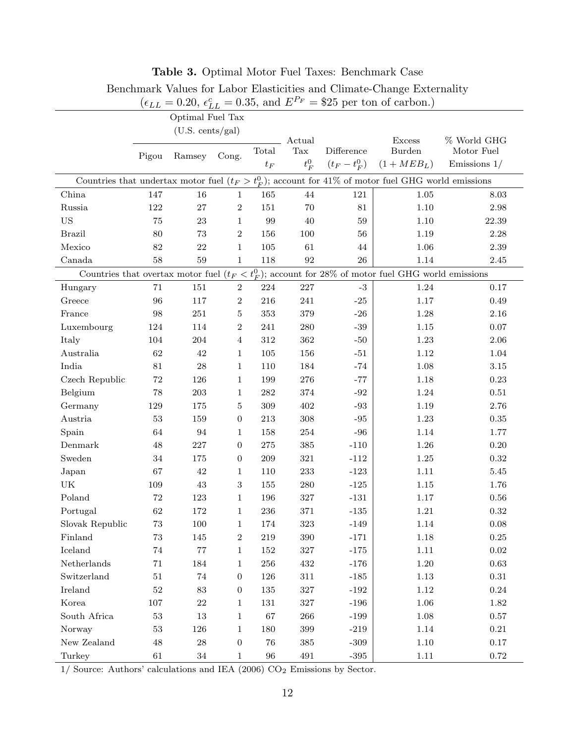**Table 3.** Optimal Motor Fuel Taxes: Benchmark Case

Benchmark Values for Labor Elasticities and Climate-Change Externality

($\epsilon_{LL} = 0.20$, $\epsilon^c_{LL} = 0.35$, and $E^{P_F} = \$25$ per ton of carbon.)

| | Optimal Fuel Tax (U.S. cents/gal) | | | | | | | |
|---|---|---|---|---|---|---|---|---|
| | Pigou | Ramsey | Cong. | Total $t_F$ | Actual Tax $t^0_F$ | Difference $(t_F - t^0_F)$ | Excess Burden $(1 + MEB_L)$ | % World GHG Motor Fuel Emissions 1/ |
| Countries that undertax motor fuel ($t_F > t^0_F$); account for 41% of motor fuel GHG world emissions | | | | | | | | |
| China | 147 | 16 | 1 | 165 | 44 | 121 | 1.05 | 8.03 |
| Russia | 122 | 27 | 2 | 151 | 70 | 81 | 1.10 | 2.98 |
| US | 75 | 23 | 1 | 99 | 40 | 59 | 1.10 | 22.39 |
| Brazil | 80 | 73 | 2 | 156 | 100 | 56 | 1.19 | 2.28 |
| Mexico | 82 | 22 | 1 | 105 | 61 | 44 | 1.06 | 2.39 |
| Canada | 58 | 59 | 1 | 118 | 92 | 26 | 1.14 | 2.45 |
| Countries that overtax motor fuel ($t_F < t^0_F$); account for 28% of motor fuel GHG world emissions | | | | | | | | |
| Hungary | 71 | 151 | 2 | 224 | 227 | -3 | 1.24 | 0.17 |
| Greece | 96 | 117 | 2 | 216 | 241 | -25 | 1.17 | 0.49 |
| France | 98 | 251 | 5 | 353 | 379 | -26 | 1.28 | 2.16 |
| Luxembourg | 124 | 114 | 2 | 241 | 280 | -39 | 1.15 | 0.07 |
| Italy | 104 | 204 | 4 | 312 | 362 | -50 | 1.23 | 2.06 |
| Australia | 62 | 42 | 1 | 105 | 156 | -51 | 1.12 | 1.04 |
| India | 81 | 28 | 1 | 110 | 184 | -74 | 1.08 | 3.15 |
| Czech Republic | 72 | 126 | 1 | 199 | 276 | -77 | 1.18 | 0.23 |
| Belgium | 78 | 203 | 1 | 282 | 374 | -92 | 1.24 | 0.51 |
| Germany | 129 | 175 | 5 | 309 | 402 | -93 | 1.19 | 2.76 |
| Austria | 53 | 159 | 0 | 213 | 308 | -95 | 1.23 | 0.35 |
| Spain | 64 | 94 | 1 | 158 | 254 | -96 | 1.14 | 1.77 |
| Denmark | 48 | 227 | 0 | 275 | 385 | -110 | 1.26 | 0.20 |
| Sweden | 34 | 175 | 0 | 209 | 321 | -112 | 1.25 | 0.32 |
| Japan | 67 | 42 | 1 | 110 | 233 | -123 | 1.11 | 5.45 |
| UK | 109 | 43 | 3 | 155 | 280 | -125 | 1.15 | 1.76 |
| Poland | 72 | 123 | 1 | 196 | 327 | -131 | 1.17 | 0.56 |
| Portugal | 62 | 172 | 1 | 236 | 371 | -135 | 1.21 | 0.32 |
| Slovak Republic | 73 | 100 | 1 | 174 | 323 | -149 | 1.14 | 0.08 |
| Finland | 73 | 145 | 2 | 219 | 390 | -171 | 1.18 | 0.25 |
| Iceland | 74 | 77 | 1 | 152 | 327 | -175 | 1.11 | 0.02 |
| Netherlands | 71 | 184 | 1 | 256 | 432 | -176 | 1.20 | 0.63 |
| Switzerland | 51 | 74 | 0 | 126 | 311 | -185 | 1.13 | 0.31 |
| Ireland | 52 | 83 | 0 | 135 | 327 | -192 | 1.12 | 0.24 |
| Korea | 107 | 22 | 1 | 131 | 327 | -196 | 1.06 | 1.82 |
| South Africa | 53 | 13 | 1 | 67 | 266 | -199 | 1.08 | 0.57 |
| Norway | 53 | 126 | 1 | 180 | 399 | -219 | 1.14 | 0.21 |
| New Zealand | 48 | 28 | 0 | 76 | 385 | -309 | 1.10 | 0.17 |
| Turkey | 61 | 34 | 1 | 96 | 491 | -395 | 1.11 | 0.72 |

1/ Source: Authors' calculations and IEA (2006) $CO_2$ Emissions by Sector.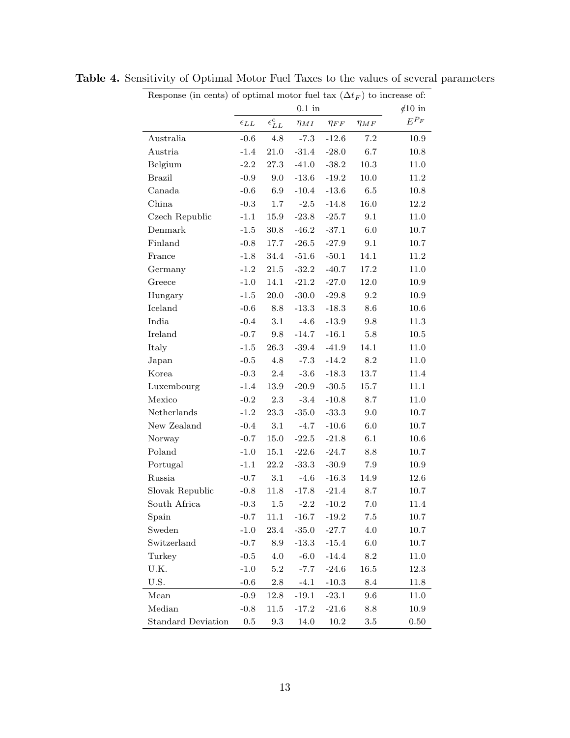**Table 4.** Sensitivity of Optimal Motor Fuel Taxes to the values of several parameters

| Response (in cents) of optimal motor fuel tax ($\Delta t_F$) to increase of: | | | | | | |
|---|---|---|---|---|---|---|
| | 0.1 in | | | | | ¢10 in |
| | $\epsilon_{LL}$ | $\epsilon^c_{LL}$ | $\eta_{MI}$ | $\eta_{FF}$ | $\eta_{MF}$ | $E^{P_F}$ |
| Australia | -0.6 | 4.8 | -7.3 | -12.6 | 7.2 | 10.9 |
| Austria | -1.4 | 21.0 | -31.4 | -28.0 | 6.7 | 10.8 |
| Belgium | -2.2 | 27.3 | -41.0 | -38.2 | 10.3 | 11.0 |
| Brazil | -0.9 | 9.0 | -13.6 | -19.2 | 10.0 | 11.2 |
| Canada | -0.6 | 6.9 | -10.4 | -13.6 | 6.5 | 10.8 |
| China | -0.3 | 1.7 | -2.5 | -14.8 | 16.0 | 12.2 |
| Czech Republic | -1.1 | 15.9 | -23.8 | -25.7 | 9.1 | 11.0 |
| Denmark | -1.5 | 30.8 | -46.2 | -37.1 | 6.0 | 10.7 |
| Finland | -0.8 | 17.7 | -26.5 | -27.9 | 9.1 | 10.7 |
| France | -1.8 | 34.4 | -51.6 | -50.1 | 14.1 | 11.2 |
| Germany | -1.2 | 21.5 | -32.2 | -40.7 | 17.2 | 11.0 |
| Greece | -1.0 | 14.1 | -21.2 | -27.0 | 12.0 | 10.9 |
| Hungary | -1.5 | 20.0 | -30.0 | -29.8 | 9.2 | 10.9 |
| Iceland | -0.6 | 8.8 | -13.3 | -18.3 | 8.6 | 10.6 |
| India | -0.4 | 3.1 | -4.6 | -13.9 | 9.8 | 11.3 |
| Ireland | -0.7 | 9.8 | -14.7 | -16.1 | 5.8 | 10.5 |
| Italy | -1.5 | 26.3 | -39.4 | -41.9 | 14.1 | 11.0 |
| Japan | -0.5 | 4.8 | -7.3 | -14.2 | 8.2 | 11.0 |
| Korea | -0.3 | 2.4 | -3.6 | -18.3 | 13.7 | 11.4 |
| Luxembourg | -1.4 | 13.9 | -20.9 | -30.5 | 15.7 | 11.1 |
| Mexico | -0.2 | 2.3 | -3.4 | -10.8 | 8.7 | 11.0 |
| Netherlands | -1.2 | 23.3 | -35.0 | -33.3 | 9.0 | 10.7 |
| New Zealand | -0.4 | 3.1 | -4.7 | -10.6 | 6.0 | 10.7 |
| Norway | -0.7 | 15.0 | -22.5 | -21.8 | 6.1 | 10.6 |
| Poland | -1.0 | 15.1 | -22.6 | -24.7 | 8.8 | 10.7 |
| Portugal | -1.1 | 22.2 | -33.3 | -30.9 | 7.9 | 10.9 |
| Russia | -0.7 | 3.1 | -4.6 | -16.3 | 14.9 | 12.6 |
| Slovak Republic | -0.8 | 11.8 | -17.8 | -21.4 | 8.7 | 10.7 |
| South Africa | -0.3 | 1.5 | -2.2 | -10.2 | 7.0 | 11.4 |
| Spain | -0.7 | 11.1 | -16.7 | -19.2 | 7.5 | 10.7 |
| Sweden | -1.0 | 23.4 | -35.0 | -27.7 | 4.0 | 10.7 |
| Switzerland | -0.7 | 8.9 | -13.3 | -15.4 | 6.0 | 10.7 |
| Turkey | -0.5 | 4.0 | -6.0 | -14.4 | 8.2 | 11.0 |
| U.K. | -1.0 | 5.2 | -7.7 | -24.6 | 16.5 | 12.3 |
| U.S. | -0.6 | 2.8 | -4.1 | -10.3 | 8.4 | 11.8 |
| Mean | -0.9 | 12.8 | -19.1 | -23.1 | 9.6 | 11.0 |
| Median | -0.8 | 11.5 | -17.2 | -21.6 | 8.8 | 10.9 |
| Standard Deviation | 0.5 | 9.3 | 14.0 | 10.2 | 3.5 | 0.50 |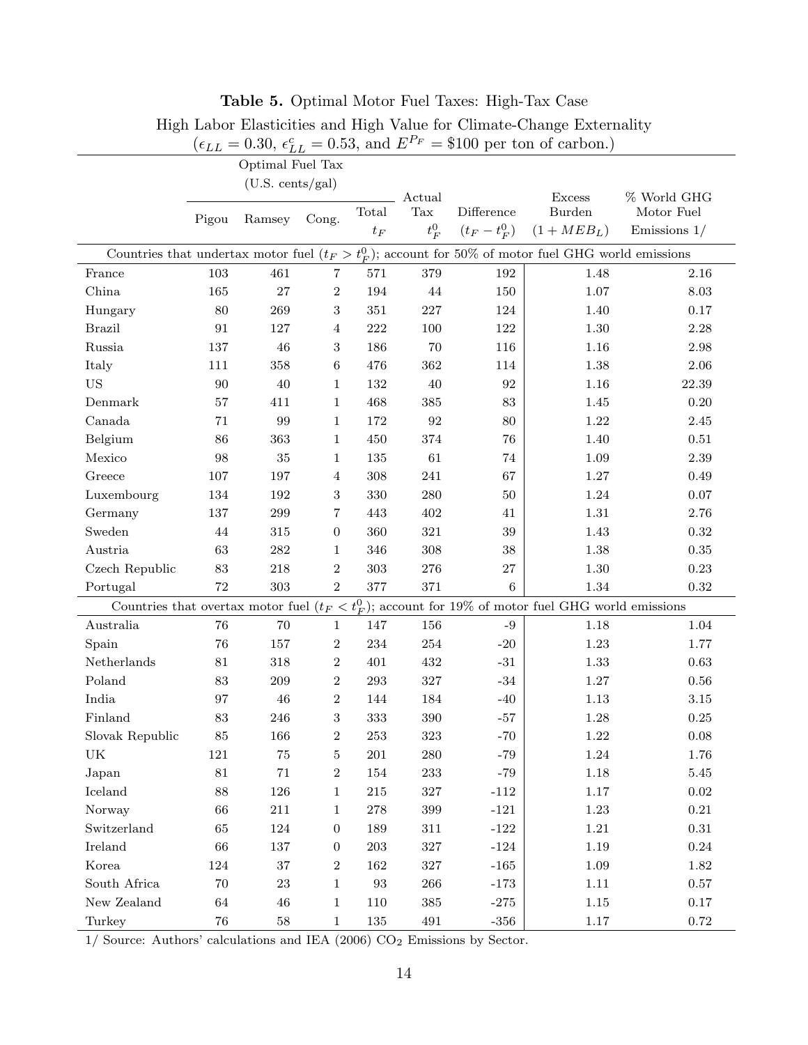**Table 5.** Optimal Motor Fuel Taxes: High-Tax Case

High Labor Elasticities and High Value for Climate-Change Externality

($\epsilon_{LL} = 0.30$, $\epsilon^c_{LL} = 0.53$, and $E^{P_F} = \$100$ per ton of carbon.)

| | Optimal Fuel Tax (U.S. cents/gal) | | | | Actual | | Excess | % World GHG |
|---|---|---|---|---|---|---|---|---|
| | Pigou | Ramsey | Cong. | Total $t_F$ | Tax $t^0_F$ | Difference $(t_F - t^0_F)$ | Burden $(1 + MEB_L)$ | Motor Fuel Emissions 1/ |
| Countries that undertax motor fuel ($t_F > t^0_F$); account for 50% of motor fuel GHG world emissions | | | | | | | | |
| France | 103 | 461 | 7 | 571 | 379 | 192 | 1.48 | 2.16 |
| China | 165 | 27 | 2 | 194 | 44 | 150 | 1.07 | 8.03 |
| Hungary | 80 | 269 | 3 | 351 | 227 | 124 | 1.40 | 0.17 |
| Brazil | 91 | 127 | 4 | 222 | 100 | 122 | 1.30 | 2.28 |
| Russia | 137 | 46 | 3 | 186 | 70 | 116 | 1.16 | 2.98 |
| Italy | 111 | 358 | 6 | 476 | 362 | 114 | 1.38 | 2.06 |
| US | 90 | 40 | 1 | 132 | 40 | 92 | 1.16 | 22.39 |
| Denmark | 57 | 411 | 1 | 468 | 385 | 83 | 1.45 | 0.20 |
| Canada | 71 | 99 | 1 | 172 | 92 | 80 | 1.22 | 2.45 |
| Belgium | 86 | 363 | 1 | 450 | 374 | 76 | 1.40 | 0.51 |
| Mexico | 98 | 35 | 1 | 135 | 61 | 74 | 1.09 | 2.39 |
| Greece | 107 | 197 | 4 | 308 | 241 | 67 | 1.27 | 0.49 |
| Luxembourg | 134 | 192 | 3 | 330 | 280 | 50 | 1.24 | 0.07 |
| Germany | 137 | 299 | 7 | 443 | 402 | 41 | 1.31 | 2.76 |
| Sweden | 44 | 315 | 0 | 360 | 321 | 39 | 1.43 | 0.32 |
| Austria | 63 | 282 | 1 | 346 | 308 | 38 | 1.38 | 0.35 |
| Czech Republic | 83 | 218 | 2 | 303 | 276 | 27 | 1.30 | 0.23 |
| Portugal | 72 | 303 | 2 | 377 | 371 | 6 | 1.34 | 0.32 |
| Countries that overtax motor fuel ($t_F < t^0_F$); account for 19% of motor fuel GHG world emissions | | | | | | | | |
| Australia | 76 | 70 | 1 | 147 | 156 | -9 | 1.18 | 1.04 |
| Spain | 76 | 157 | 2 | 234 | 254 | -20 | 1.23 | 1.77 |
| Netherlands | 81 | 318 | 2 | 401 | 432 | -31 | 1.33 | 0.63 |
| Poland | 83 | 209 | 2 | 293 | 327 | -34 | 1.27 | 0.56 |
| India | 97 | 46 | 2 | 144 | 184 | -40 | 1.13 | 3.15 |
| Finland | 83 | 246 | 3 | 333 | 390 | -57 | 1.28 | 0.25 |
| Slovak Republic | 85 | 166 | 2 | 253 | 323 | -70 | 1.22 | 0.08 |
| UK | 121 | 75 | 5 | 201 | 280 | -79 | 1.24 | 1.76 |
| Japan | 81 | 71 | 2 | 154 | 233 | -79 | 1.18 | 5.45 |
| Iceland | 88 | 126 | 1 | 215 | 327 | -112 | 1.17 | 0.02 |
| Norway | 66 | 211 | 1 | 278 | 399 | -121 | 1.23 | 0.21 |
| Switzerland | 65 | 124 | 0 | 189 | 311 | -122 | 1.21 | 0.31 |
| Ireland | 66 | 137 | 0 | 203 | 327 | -124 | 1.19 | 0.24 |
| Korea | 124 | 37 | 2 | 162 | 327 | -165 | 1.09 | 1.82 |
| South Africa | 70 | 23 | 1 | 93 | 266 | -173 | 1.11 | 0.57 |
| New Zealand | 64 | 46 | 1 | 110 | 385 | -275 | 1.15 | 0.17 |
| Turkey | 76 | 58 | 1 | 135 | 491 | -356 | 1.17 | 0.72 |

1/ Source: Authors' calculations and IEA (2006) $CO_2$ Emissions by Sector.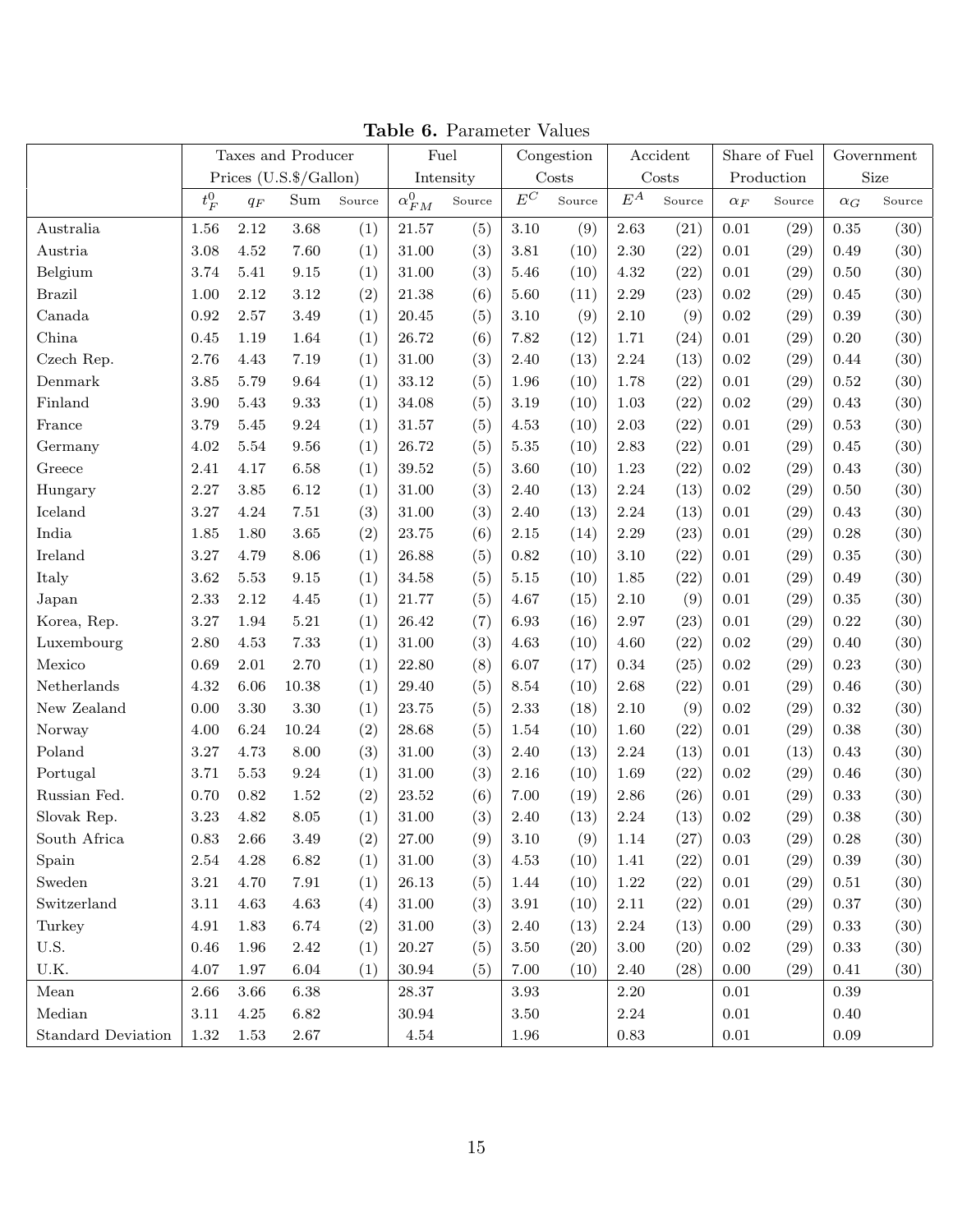**Table 6.** Parameter Values

| | Taxes and Producer Prices (U.S.$/Gallon) | | | | Fuel Intensity | | Congestion Costs | | Accident Costs | | Share of Fuel Production | | Government Size | |
|---|---|---|---|---|---|---|---|---|---|---|---|---|---|---|
| | $t_F^0$ | $q_F$ | Sum | Source | $\alpha_{FM}^0$ | Source | $E^C$ | Source | $E^A$ | Source | $\alpha_F$ | Source | $\alpha_G$ | Source |
| Australia | 1.56 | 2.12 | 3.68 | (1) | 21.57 | (5) | 3.10 | (9) | 2.63 | (21) | 0.01 | (29) | 0.35 | (30) |
| Austria | 3.08 | 4.52 | 7.60 | (1) | 31.00 | (3) | 3.81 | (10) | 2.30 | (22) | 0.01 | (29) | 0.49 | (30) |
| Belgium | 3.74 | 5.41 | 9.15 | (1) | 31.00 | (3) | 5.46 | (10) | 4.32 | (22) | 0.01 | (29) | 0.50 | (30) |
| Brazil | 1.00 | 2.12 | 3.12 | (2) | 21.38 | (6) | 5.60 | (11) | 2.29 | (23) | 0.02 | (29) | 0.45 | (30) |
| Canada | 0.92 | 2.57 | 3.49 | (1) | 20.45 | (5) | 3.10 | (9) | 2.10 | (9) | 0.02 | (29) | 0.39 | (30) |
| China | 0.45 | 1.19 | 1.64 | (1) | 26.72 | (6) | 7.82 | (12) | 1.71 | (24) | 0.01 | (29) | 0.20 | (30) |
| Czech Rep. | 2.76 | 4.43 | 7.19 | (1) | 31.00 | (3) | 2.40 | (13) | 2.24 | (13) | 0.02 | (29) | 0.44 | (30) |
| Denmark | 3.85 | 5.79 | 9.64 | (1) | 33.12 | (5) | 1.96 | (10) | 1.78 | (22) | 0.01 | (29) | 0.52 | (30) |
| Finland | 3.90 | 5.43 | 9.33 | (1) | 34.08 | (5) | 3.19 | (10) | 1.03 | (22) | 0.02 | (29) | 0.43 | (30) |
| France | 3.79 | 5.45 | 9.24 | (1) | 31.57 | (5) | 4.53 | (10) | 2.03 | (22) | 0.01 | (29) | 0.53 | (30) |
| Germany | 4.02 | 5.54 | 9.56 | (1) | 26.72 | (5) | 5.35 | (10) | 2.83 | (22) | 0.01 | (29) | 0.45 | (30) |
| Greece | 2.41 | 4.17 | 6.58 | (1) | 39.52 | (5) | 3.60 | (10) | 1.23 | (22) | 0.02 | (29) | 0.43 | (30) |
| Hungary | 2.27 | 3.85 | 6.12 | (1) | 31.00 | (3) | 2.40 | (13) | 2.24 | (13) | 0.02 | (29) | 0.50 | (30) |
| Iceland | 3.27 | 4.24 | 7.51 | (3) | 31.00 | (3) | 2.40 | (13) | 2.24 | (13) | 0.01 | (29) | 0.43 | (30) |
| India | 1.85 | 1.80 | 3.65 | (2) | 23.75 | (6) | 2.15 | (14) | 2.29 | (23) | 0.01 | (29) | 0.28 | (30) |
| Ireland | 3.27 | 4.79 | 8.06 | (1) | 26.88 | (5) | 0.82 | (10) | 3.10 | (22) | 0.01 | (29) | 0.35 | (30) |
| Italy | 3.62 | 5.53 | 9.15 | (1) | 34.58 | (5) | 5.15 | (10) | 1.85 | (22) | 0.01 | (29) | 0.49 | (30) |
| Japan | 2.33 | 2.12 | 4.45 | (1) | 21.77 | (5) | 4.67 | (15) | 2.10 | (9) | 0.01 | (29) | 0.35 | (30) |
| Korea, Rep. | 3.27 | 1.94 | 5.21 | (1) | 26.42 | (7) | 6.93 | (16) | 2.97 | (23) | 0.01 | (29) | 0.22 | (30) |
| Luxembourg | 2.80 | 4.53 | 7.33 | (1) | 31.00 | (3) | 4.63 | (10) | 4.60 | (22) | 0.02 | (29) | 0.40 | (30) |
| Mexico | 0.69 | 2.01 | 2.70 | (1) | 22.80 | (8) | 6.07 | (17) | 0.34 | (25) | 0.02 | (29) | 0.23 | (30) |
| Netherlands | 4.32 | 6.06 | 10.38 | (1) | 29.40 | (5) | 8.54 | (10) | 2.68 | (22) | 0.01 | (29) | 0.46 | (30) |
| New Zealand | 0.00 | 3.30 | 3.30 | (1) | 23.75 | (5) | 2.33 | (18) | 2.10 | (9) | 0.02 | (29) | 0.32 | (30) |
| Norway | 4.00 | 6.24 | 10.24 | (2) | 28.68 | (5) | 1.54 | (10) | 1.60 | (22) | 0.01 | (29) | 0.38 | (30) |
| Poland | 3.27 | 4.73 | 8.00 | (3) | 31.00 | (3) | 2.40 | (13) | 2.24 | (13) | 0.01 | (13) | 0.43 | (30) |
| Portugal | 3.71 | 5.53 | 9.24 | (1) | 31.00 | (3) | 2.16 | (10) | 1.69 | (22) | 0.02 | (29) | 0.46 | (30) |
| Russian Fed. | 0.70 | 0.82 | 1.52 | (2) | 23.52 | (6) | 7.00 | (19) | 2.86 | (26) | 0.01 | (29) | 0.33 | (30) |
| Slovak Rep. | 3.23 | 4.82 | 8.05 | (1) | 31.00 | (3) | 2.40 | (13) | 2.24 | (13) | 0.02 | (29) | 0.38 | (30) |
| South Africa | 0.83 | 2.66 | 3.49 | (2) | 27.00 | (9) | 3.10 | (9) | 1.14 | (27) | 0.03 | (29) | 0.28 | (30) |
| Spain | 2.54 | 4.28 | 6.82 | (1) | 31.00 | (3) | 4.53 | (10) | 1.41 | (22) | 0.01 | (29) | 0.39 | (30) |
| Sweden | 3.21 | 4.70 | 7.91 | (1) | 26.13 | (5) | 1.44 | (10) | 1.22 | (22) | 0.01 | (29) | 0.51 | (30) |
| Switzerland | 3.11 | 4.63 | 4.63 | (4) | 31.00 | (3) | 3.91 | (10) | 2.11 | (22) | 0.01 | (29) | 0.37 | (30) |
| Turkey | 4.91 | 1.83 | 6.74 | (2) | 31.00 | (3) | 2.40 | (13) | 2.24 | (13) | 0.00 | (29) | 0.33 | (30) |
| U.S. | 0.46 | 1.96 | 2.42 | (1) | 20.27 | (5) | 3.50 | (20) | 3.00 | (20) | 0.02 | (29) | 0.33 | (30) |
| U.K. | 4.07 | 1.97 | 6.04 | (1) | 30.94 | (5) | 7.00 | (10) | 2.40 | (28) | 0.00 | (29) | 0.41 | (30) |
| Mean | 2.66 | 3.66 | 6.38 | | 28.37 | | 3.93 | | 2.20 | | 0.01 | | 0.39 | |
| Median | 3.11 | 4.25 | 6.82 | | 30.94 | | 3.50 | | 2.24 | | 0.01 | | 0.40 | |
| Standard Deviation | 1.32 | 1.53 | 2.67 | | 4.54 | | 1.96 | | 0.83 | | 0.01 | | 0.09 | |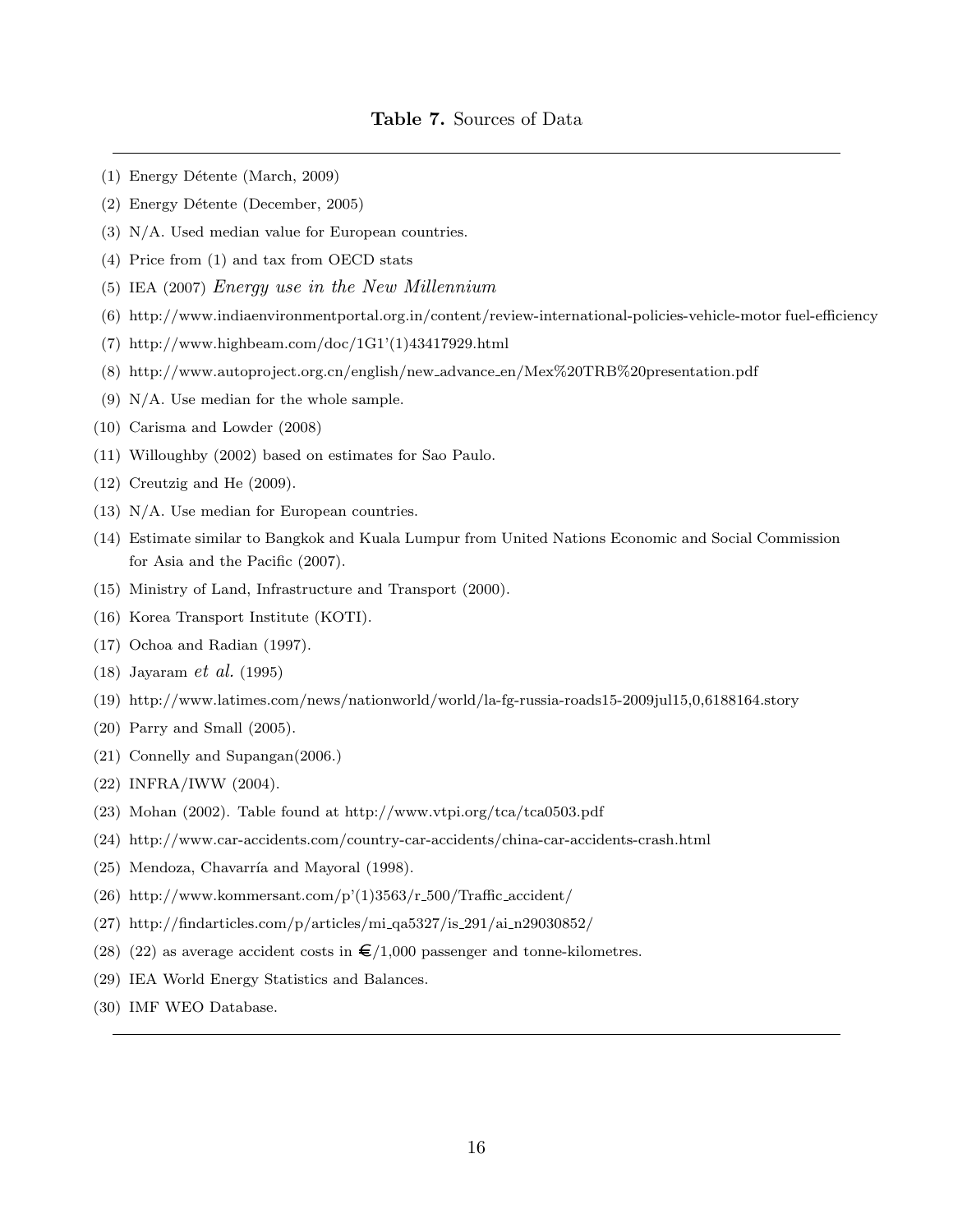**Table 7.** Sources of Data

(1) Energy Détente (March, 2009)

(2) Energy Détente (December, 2005)

(3) N/A. Used median value for European countries.

(4) Price from (1) and tax from OECD stats

(5) IEA (2007) *Energy use in the New Millennium*

(6) http://www.indiaenvironmentportal.org.in/content/review-international-policies-vehicle-motor fuel-efficiency

(7) http://www.highbeam.com/doc/1G1'(1)43417929.html

(8) http://www.autoproject.org.cn/english/new_advance_en/Mex%20TRB%20presentation.pdf

(9) N/A. Use median for the whole sample.

(10) Carisma and Lowder (2008)

(11) Willoughby (2002) based on estimates for Sao Paulo.

(12) Creutzig and He (2009).

(13) N/A. Use median for European countries.

(14) Estimate similar to Bangkok and Kuala Lumpur from United Nations Economic and Social Commission for Asia and the Pacific (2007).

(15) Ministry of Land, Infrastructure and Transport (2000).

(16) Korea Transport Institute (KOTI).

(17) Ochoa and Radian (1997).

(18) Jayaram *et al.* (1995)

(19) http://www.latimes.com/news/nationworld/world/la-fg-russia-roads15-2009jul15,0,6188164.story

(20) Parry and Small (2005).

(21) Connelly and Supangan(2006.)

(22) INFRA/IWW (2004).

(23) Mohan (2002). Table found at http://www.vtpi.org/tca/tca0503.pdf

(24) http://www.car-accidents.com/country-car-accidents/china-car-accidents-crash.html

(25) Mendoza, Chavarría and Mayoral (1998).

(26) http://www.kommersant.com/p'(1)3563/r_500/Traffic_accident/

(27) http://findarticles.com/p/articles/mi_qa5327/is_291/ai_n29030852/

(28) (22) as average accident costs in €/1,000 passenger and tonne-kilometres.

(29) IEA World Energy Statistics and Balances.

(30) IMF WEO Database.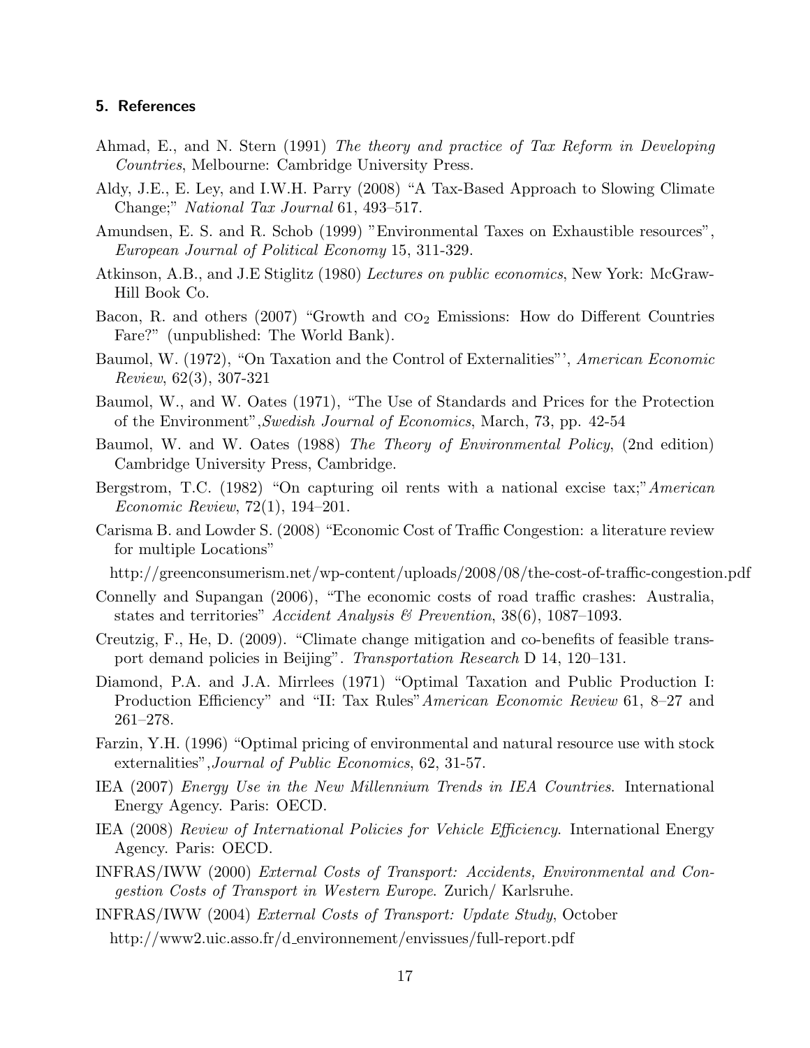## 5. References

Ahmad, E., and N. Stern (1991) *The theory and practice of Tax Reform in Developing Countries*, Melbourne: Cambridge University Press.

Aldy, J.E., E. Ley, and I.W.H. Parry (2008) "A Tax-Based Approach to Slowing Climate Change;" *National Tax Journal* 61, 493–517.

Amundsen, E. S. and R. Schob (1999) "Environmental Taxes on Exhaustible resources", *European Journal of Political Economy* 15, 311-329.

Atkinson, A.B., and J.E Stiglitz (1980) *Lectures on public economics*, New York: McGraw-Hill Book Co.

Bacon, R. and others (2007) "Growth and $CO_2$ Emissions: How do Different Countries Fare?" (unpublished: The World Bank).

Baumol, W. (1972), "On Taxation and the Control of Externalities"', *American Economic Review*, 62(3), 307-321

Baumol, W., and W. Oates (1971), "The Use of Standards and Prices for the Protection of the Environment",*Swedish Journal of Economics*, March, 73, pp. 42-54

Baumol, W. and W. Oates (1988) *The Theory of Environmental Policy*, (2nd edition) Cambridge University Press, Cambridge.

Bergstrom, T.C. (1982) "On capturing oil rents with a national excise tax;"*American Economic Review*, 72(1), 194–201.

Carisma B. and Lowder S. (2008) "Economic Cost of Traffic Congestion: a literature review for multiple Locations"

http://greenconsumerism.net/wp-content/uploads/2008/08/the-cost-of-traffic-congestion.pdf

Connelly and Supangan (2006), "The economic costs of road traffic crashes: Australia, states and territories" *Accident Analysis & Prevention*, 38(6), 1087–1093.

Creutzig, F., He, D. (2009). "Climate change mitigation and co-benefits of feasible transport demand policies in Beijing". *Transportation Research* D 14, 120–131.

Diamond, P.A. and J.A. Mirrlees (1971) "Optimal Taxation and Public Production I: Production Efficiency" and "II: Tax Rules"*American Economic Review* 61, 8–27 and 261–278.

Farzin, Y.H. (1996) "Optimal pricing of environmental and natural resource use with stock externalities",*Journal of Public Economics*, 62, 31-57.

IEA (2007) *Energy Use in the New Millennium Trends in IEA Countries*. International Energy Agency. Paris: OECD.

IEA (2008) *Review of International Policies for Vehicle Efficiency*. International Energy Agency. Paris: OECD.

INFRAS/IWW (2000) *External Costs of Transport: Accidents, Environmental and Congestion Costs of Transport in Western Europe*. Zurich/ Karlsruhe.

INFRAS/IWW (2004) *External Costs of Transport: Update Study*, October

http://www2.uic.asso.fr/d_environnement/envissues/full-report.pdf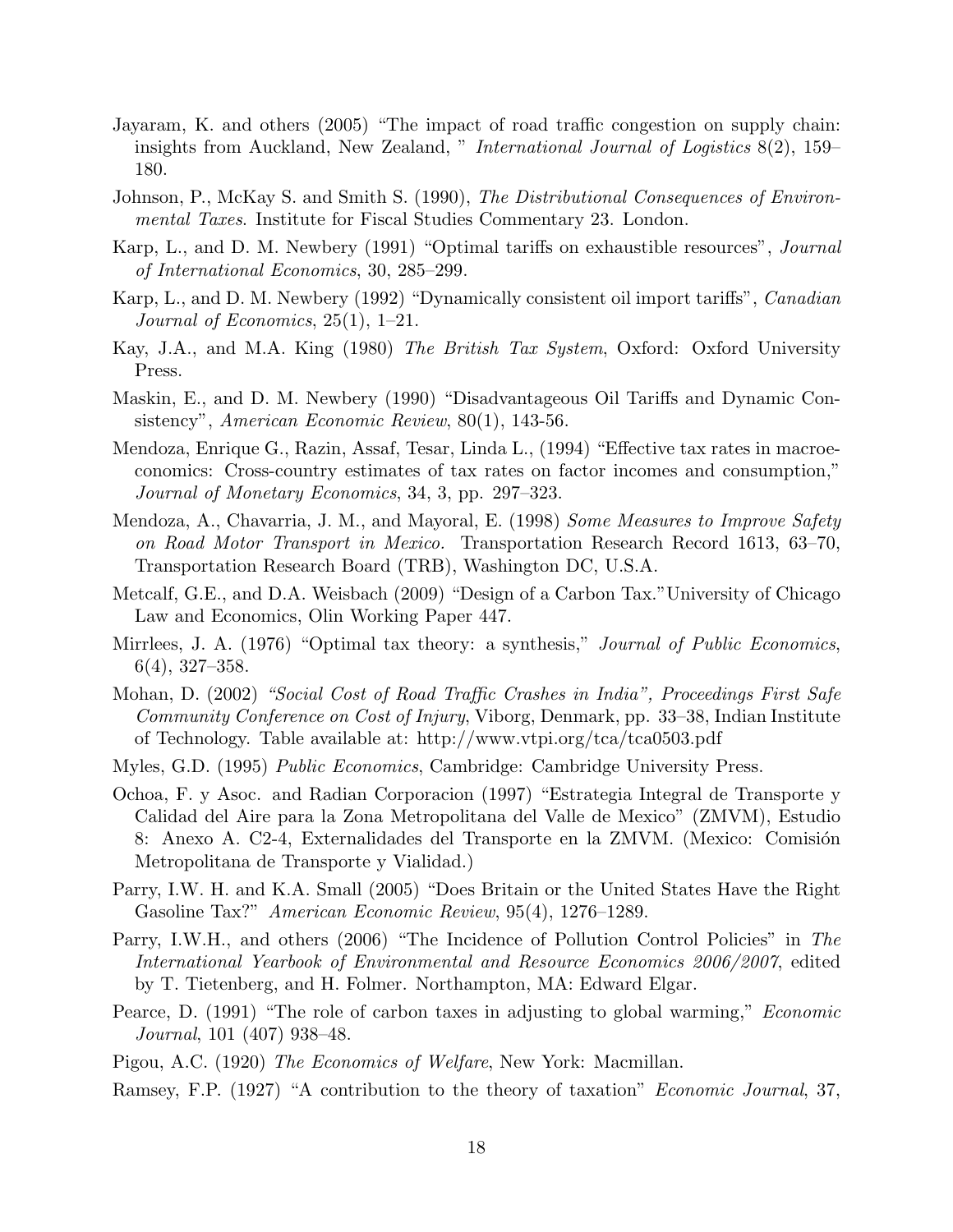Jayaram, K. and others (2005) "The impact of road traffic congestion on supply chain: insights from Auckland, New Zealand, " *International Journal of Logistics* 8(2), 159–180.

Johnson, P., McKay S. and Smith S. (1990), *The Distributional Consequences of Environmental Taxes*. Institute for Fiscal Studies Commentary 23. London.

Karp, L., and D. M. Newbery (1991) "Optimal tariffs on exhaustible resources", *Journal of International Economics*, 30, 285–299.

Karp, L., and D. M. Newbery (1992) "Dynamically consistent oil import tariffs", *Canadian Journal of Economics*, 25(1), 1–21.

Kay, J.A., and M.A. King (1980) *The British Tax System*, Oxford: Oxford University Press.

Maskin, E., and D. M. Newbery (1990) "Disadvantageous Oil Tariffs and Dynamic Consistency", *American Economic Review*, 80(1), 143-56.

Mendoza, Enrique G., Razin, Assaf, Tesar, Linda L., (1994) "Effective tax rates in macroeconomics: Cross-country estimates of tax rates on factor incomes and consumption," *Journal of Monetary Economics*, 34, 3, pp. 297–323.

Mendoza, A., Chavarria, J. M., and Mayoral, E. (1998) *Some Measures to Improve Safety on Road Motor Transport in Mexico.* Transportation Research Record 1613, 63–70, Transportation Research Board (TRB), Washington DC, U.S.A.

Metcalf, G.E., and D.A. Weisbach (2009) "Design of a Carbon Tax."University of Chicago Law and Economics, Olin Working Paper 447.

Mirrlees, J. A. (1976) "Optimal tax theory: a synthesis," *Journal of Public Economics*, 6(4), 327–358.

Mohan, D. (2002) *"Social Cost of Road Traffic Crashes in India", Proceedings First Safe Community Conference on Cost of Injury*, Viborg, Denmark, pp. 33–38, Indian Institute of Technology. Table available at: http://www.vtpi.org/tca/tca0503.pdf

Myles, G.D. (1995) *Public Economics*, Cambridge: Cambridge University Press.

Ochoa, F. y Asoc. and Radian Corporacion (1997) "Estrategia Integral de Transporte y Calidad del Aire para la Zona Metropolitana del Valle de Mexico" (ZMVM), Estudio 8: Anexo A. C2-4, Externalidades del Transporte en la ZMVM. (Mexico: Comisión Metropolitana de Transporte y Vialidad.)

Parry, I.W. H. and K.A. Small (2005) "Does Britain or the United States Have the Right Gasoline Tax?" *American Economic Review*, 95(4), 1276–1289.

Parry, I.W.H., and others (2006) "The Incidence of Pollution Control Policies" in *The International Yearbook of Environmental and Resource Economics 2006/2007*, edited by T. Tietenberg, and H. Folmer. Northampton, MA: Edward Elgar.

Pearce, D. (1991) "The role of carbon taxes in adjusting to global warming," *Economic Journal*, 101 (407) 938–48.

Pigou, A.C. (1920) *The Economics of Welfare*, New York: Macmillan.

Ramsey, F.P. (1927) "A contribution to the theory of taxation" *Economic Journal*, 37,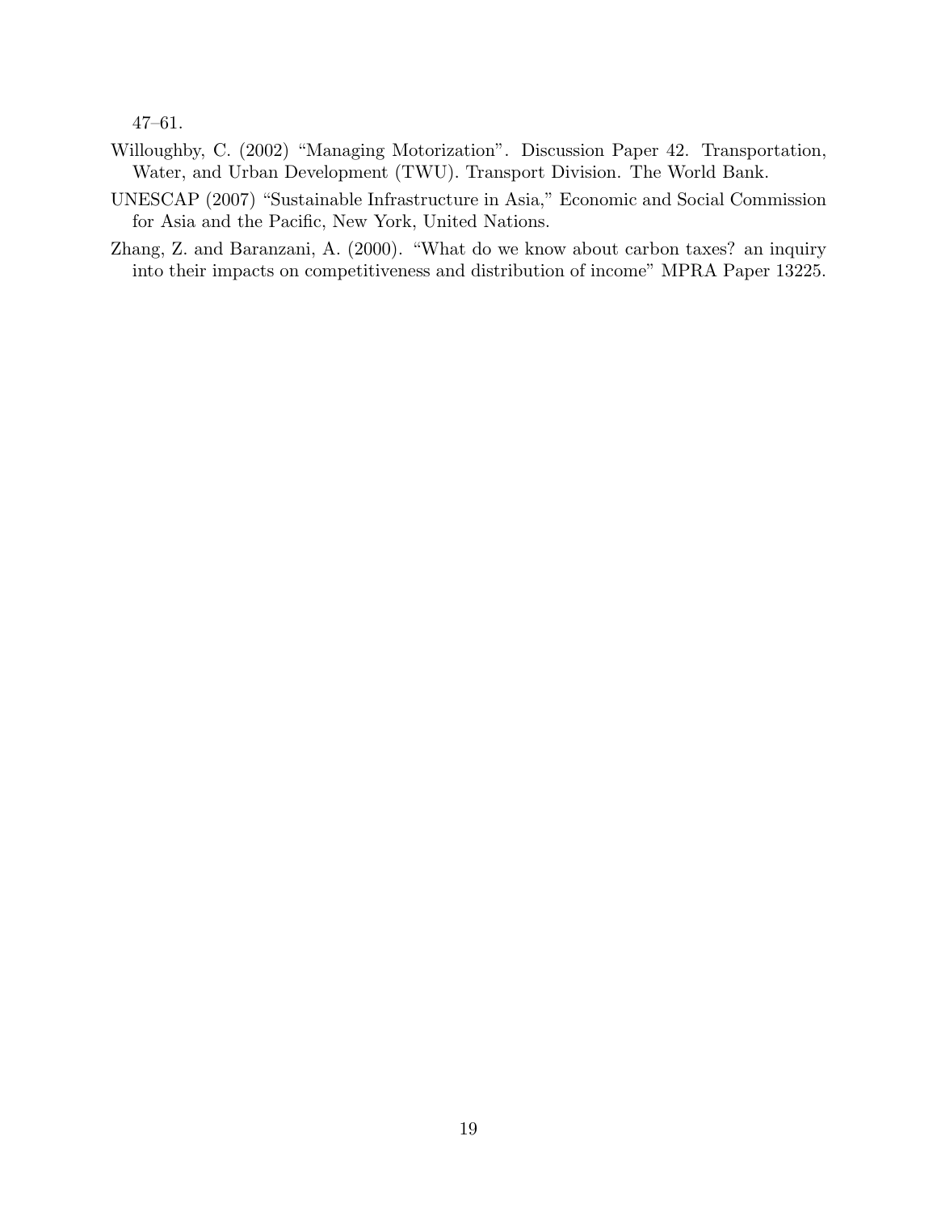47–61.

Willoughby, C. (2002) "Managing Motorization". Discussion Paper 42. Transportation, Water, and Urban Development (TWU). Transport Division. The World Bank.

UNESCAP (2007) "Sustainable Infrastructure in Asia," Economic and Social Commission for Asia and the Pacific, New York, United Nations.

Zhang, Z. and Baranzani, A. (2000). "What do we know about carbon taxes? an inquiry into their impacts on competitiveness and distribution of income" MPRA Paper 13225.